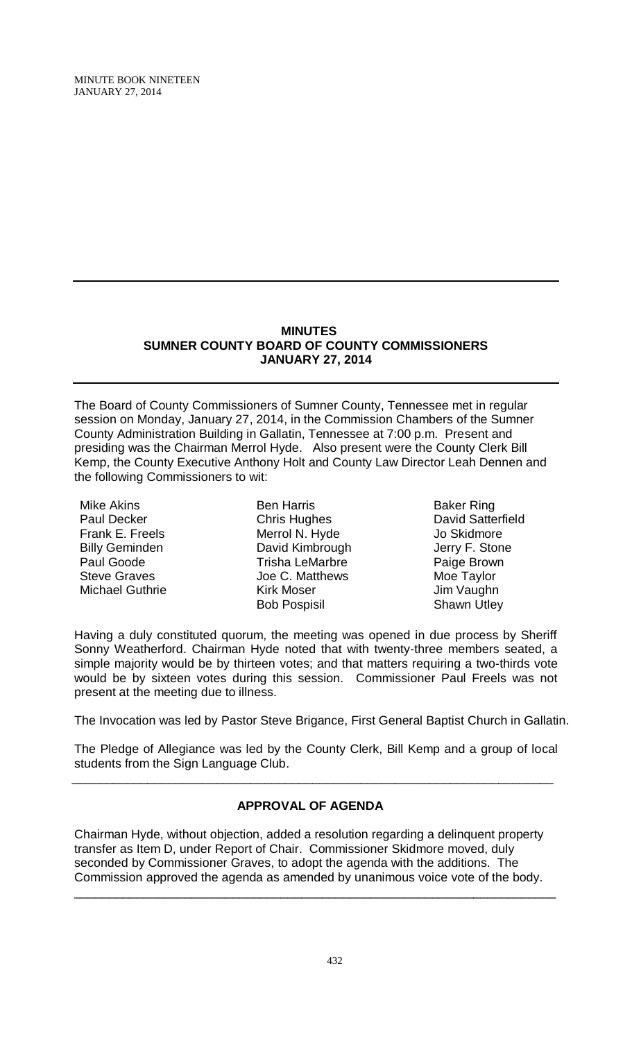## MINUTES
## SUMNER COUNTY BOARD OF COUNTY COMMISSIONERS
## JANUARY 27, 2014

The Board of County Commissioners of Sumner County, Tennessee met in regular session on Monday, January 27, 2014, in the Commission Chambers of the Sumner County Administration Building in Gallatin, Tennessee at 7:00 p.m. Present and presiding was the Chairman Merrol Hyde. Also present were the County Clerk Bill Kemp, the County Executive Anthony Holt and County Law Director Leah Dennen and the following Commissioners to wit:

| | | |
|---|---|---|
| Mike Akins | Ben Harris | Baker Ring |
| Paul Decker | Chris Hughes | David Satterfield |
| Frank E. Freels | Merrol N. Hyde | Jo Skidmore |
| Billy Geminden | David Kimbrough | Jerry F. Stone |
| Paul Goode | Trisha LeMarbre | Paige Brown |
| Steve Graves | Joe C. Matthews | Moe Taylor |
| Michael Guthrie | Kirk Moser | Jim Vaughn |
| | Bob Pospisil | Shawn Utley |

Having a duly constituted quorum, the meeting was opened in due process by Sheriff Sonny Weatherford. Chairman Hyde noted that with twenty-three members seated, a simple majority would be by thirteen votes; and that matters requiring a two-thirds vote would be by sixteen votes during this session. Commissioner Paul Freels was not present at the meeting due to illness.

The Invocation was led by Pastor Steve Brigance, First General Baptist Church in Gallatin.

The Pledge of Allegiance was led by the County Clerk, Bill Kemp and a group of local students from the Sign Language Club.

---

### APPROVAL OF AGENDA

Chairman Hyde, without objection, added a resolution regarding a delinquent property transfer as Item D, under Report of Chair. Commissioner Skidmore moved, duly seconded by Commissioner Graves, to adopt the agenda with the additions. The Commission approved the agenda as amended by unanimous voice vote of the body.

---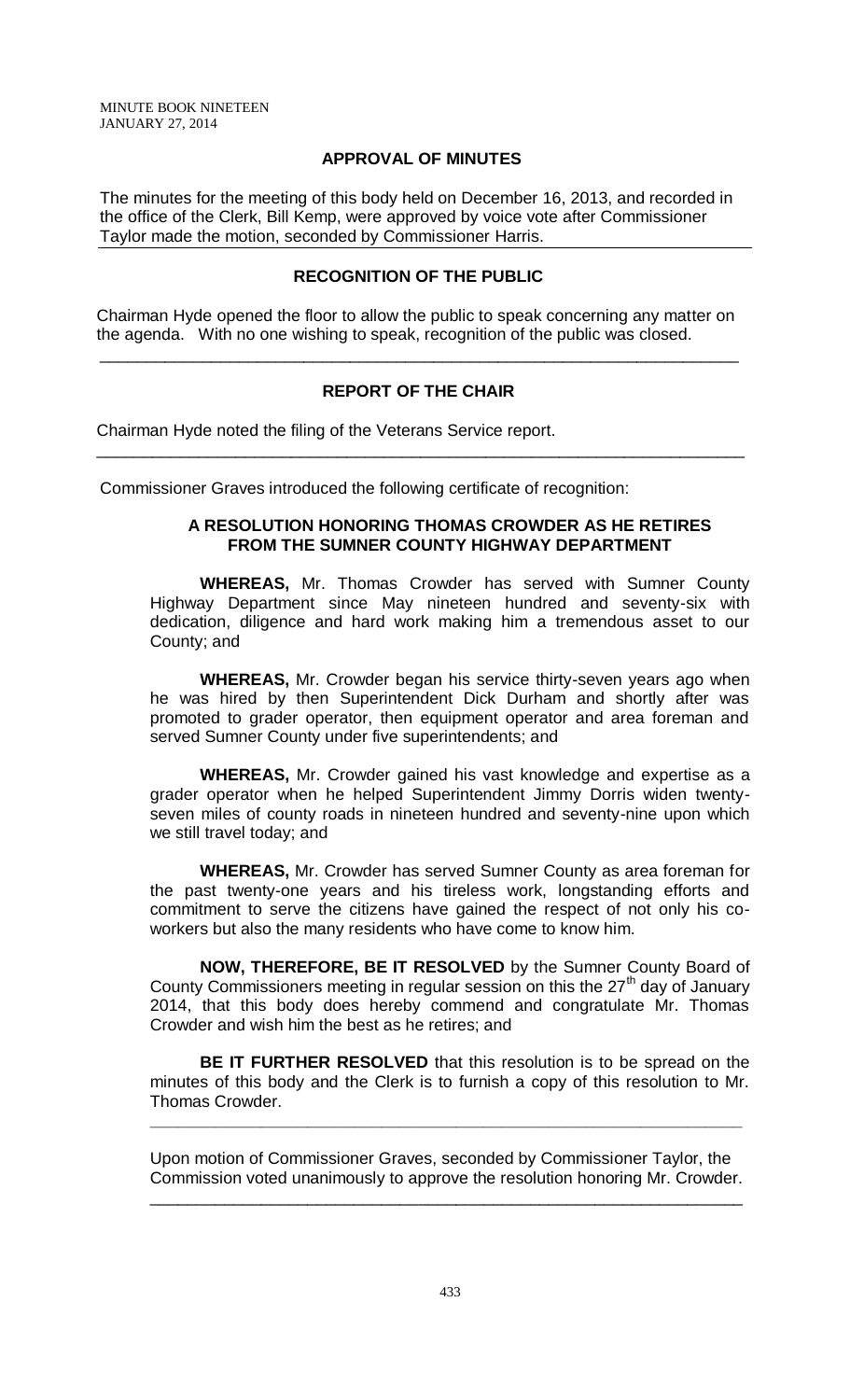## APPROVAL OF MINUTES

The minutes for the meeting of this body held on December 16, 2013, and recorded in the office of the Clerk, Bill Kemp, were approved by voice vote after Commissioner Taylor made the motion, seconded by Commissioner Harris.

## RECOGNITION OF THE PUBLIC

Chairman Hyde opened the floor to allow the public to speak concerning any matter on the agenda. With no one wishing to speak, recognition of the public was closed.

---

## REPORT OF THE CHAIR

Chairman Hyde noted the filing of the Veterans Service report.

---

Commissioner Graves introduced the following certificate of recognition:

### A RESOLUTION HONORING THOMAS CROWDER AS HE RETIRES FROM THE SUMNER COUNTY HIGHWAY DEPARTMENT

**WHEREAS,** Mr. Thomas Crowder has served with Sumner County Highway Department since May nineteen hundred and seventy-six with dedication, diligence and hard work making him a tremendous asset to our County; and

**WHEREAS,** Mr. Crowder began his service thirty-seven years ago when he was hired by then Superintendent Dick Durham and shortly after was promoted to grader operator, then equipment operator and area foreman and served Sumner County under five superintendents; and

**WHEREAS,** Mr. Crowder gained his vast knowledge and expertise as a grader operator when he helped Superintendent Jimmy Dorris widen twenty-seven miles of county roads in nineteen hundred and seventy-nine upon which we still travel today; and

**WHEREAS,** Mr. Crowder has served Sumner County as area foreman for the past twenty-one years and his tireless work, longstanding efforts and commitment to serve the citizens have gained the respect of not only his co-workers but also the many residents who have come to know him.

**NOW, THEREFORE, BE IT RESOLVED** by the Sumner County Board of County Commissioners meeting in regular session on this the 27th day of January 2014, that this body does hereby commend and congratulate Mr. Thomas Crowder and wish him the best as he retires; and

**BE IT FURTHER RESOLVED** that this resolution is to be spread on the minutes of this body and the Clerk is to furnish a copy of this resolution to Mr. Thomas Crowder.

---

Upon motion of Commissioner Graves, seconded by Commissioner Taylor, the Commission voted unanimously to approve the resolution honoring Mr. Crowder.

---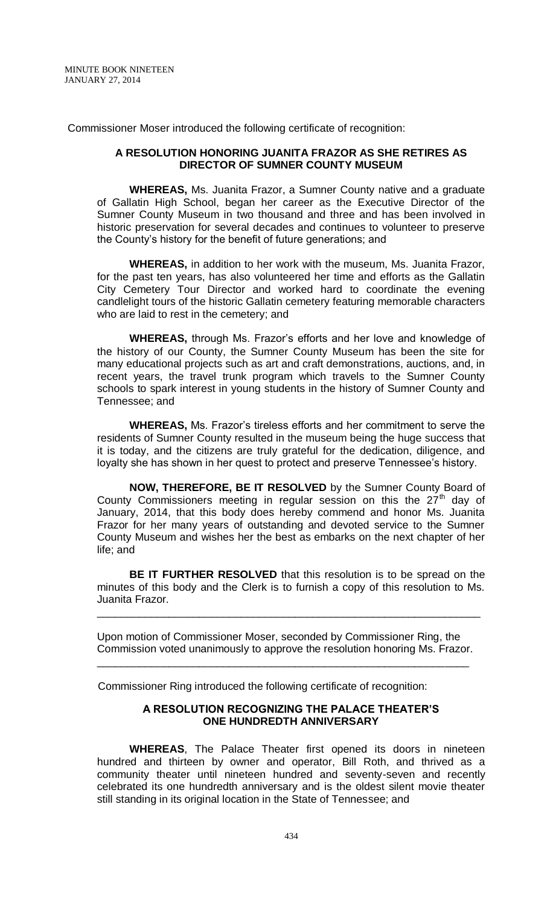Commissioner Moser introduced the following certificate of recognition:

**A RESOLUTION HONORING JUANITA FRAZOR AS SHE RETIRES AS DIRECTOR OF SUMNER COUNTY MUSEUM**

**WHEREAS,** Ms. Juanita Frazor, a Sumner County native and a graduate of Gallatin High School, began her career as the Executive Director of the Sumner County Museum in two thousand and three and has been involved in historic preservation for several decades and continues to volunteer to preserve the County's history for the benefit of future generations; and

**WHEREAS,** in addition to her work with the museum, Ms. Juanita Frazor, for the past ten years, has also volunteered her time and efforts as the Gallatin City Cemetery Tour Director and worked hard to coordinate the evening candlelight tours of the historic Gallatin cemetery featuring memorable characters who are laid to rest in the cemetery; and

**WHEREAS,** through Ms. Frazor's efforts and her love and knowledge of the history of our County, the Sumner County Museum has been the site for many educational projects such as art and craft demonstrations, auctions, and, in recent years, the travel trunk program which travels to the Sumner County schools to spark interest in young students in the history of Sumner County and Tennessee; and

**WHEREAS,** Ms. Frazor's tireless efforts and her commitment to serve the residents of Sumner County resulted in the museum being the huge success that it is today, and the citizens are truly grateful for the dedication, diligence, and loyalty she has shown in her quest to protect and preserve Tennessee's history.

**NOW, THEREFORE, BE IT RESOLVED** by the Sumner County Board of County Commissioners meeting in regular session on this the 27th day of January, 2014, that this body does hereby commend and honor Ms. Juanita Frazor for her many years of outstanding and devoted service to the Sumner County Museum and wishes her the best as embarks on the next chapter of her life; and

**BE IT FURTHER RESOLVED** that this resolution is to be spread on the minutes of this body and the Clerk is to furnish a copy of this resolution to Ms. Juanita Frazor.

---

Upon motion of Commissioner Moser, seconded by Commissioner Ring, the Commission voted unanimously to approve the resolution honoring Ms. Frazor.

---

Commissioner Ring introduced the following certificate of recognition:

**A RESOLUTION RECOGNIZING THE PALACE THEATER'S ONE HUNDREDTH ANNIVERSARY**

**WHEREAS**, The Palace Theater first opened its doors in nineteen hundred and thirteen by owner and operator, Bill Roth, and thrived as a community theater until nineteen hundred and seventy-seven and recently celebrated its one hundredth anniversary and is the oldest silent movie theater still standing in its original location in the State of Tennessee; and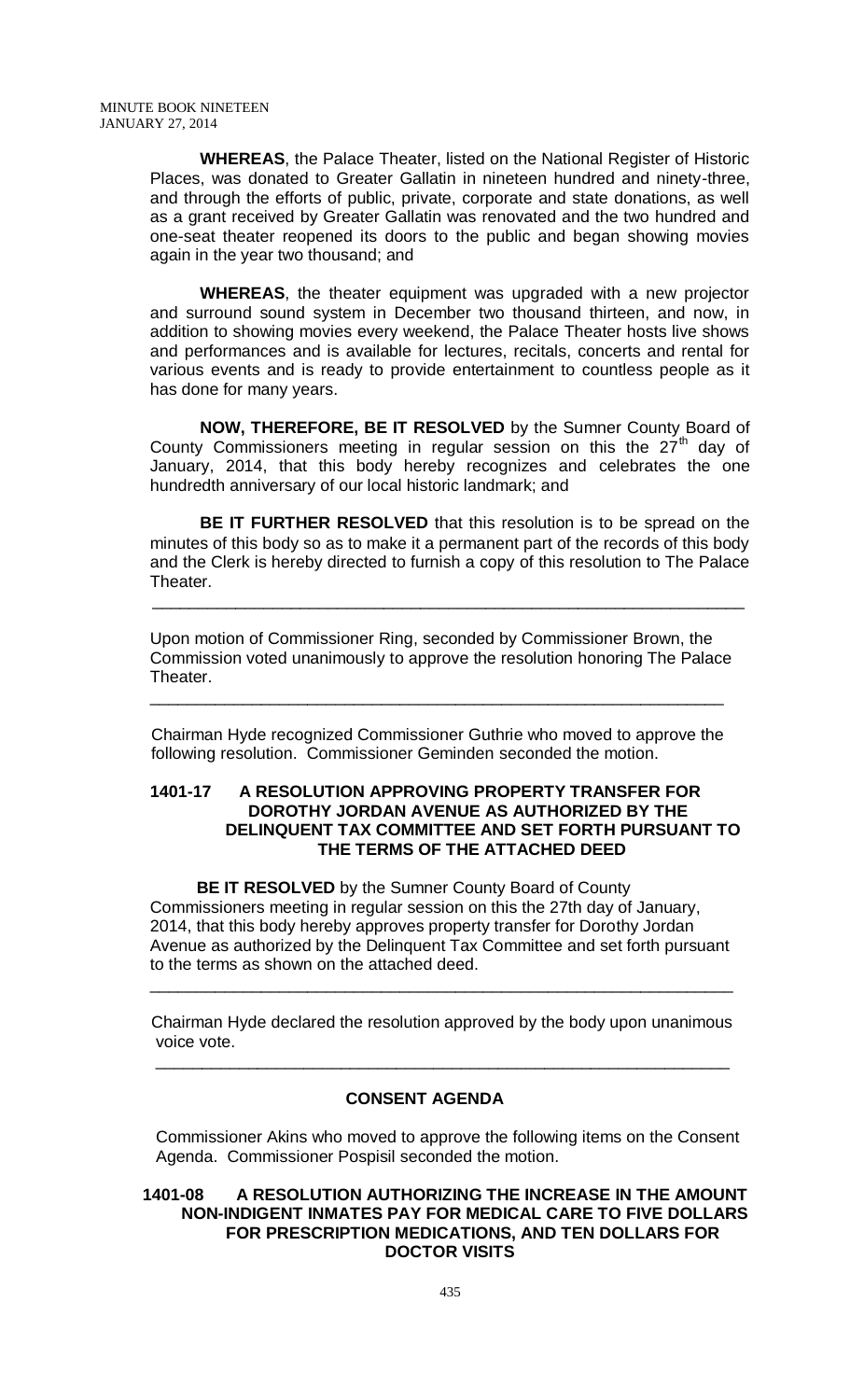**WHEREAS**, the Palace Theater, listed on the National Register of Historic Places, was donated to Greater Gallatin in nineteen hundred and ninety-three, and through the efforts of public, private, corporate and state donations, as well as a grant received by Greater Gallatin was renovated and the two hundred and one-seat theater reopened its doors to the public and began showing movies again in the year two thousand; and

**WHEREAS**, the theater equipment was upgraded with a new projector and surround sound system in December two thousand thirteen, and now, in addition to showing movies every weekend, the Palace Theater hosts live shows and performances and is available for lectures, recitals, concerts and rental for various events and is ready to provide entertainment to countless people as it has done for many years.

**NOW, THEREFORE, BE IT RESOLVED** by the Sumner County Board of County Commissioners meeting in regular session on this the 27th day of January, 2014, that this body hereby recognizes and celebrates the one hundredth anniversary of our local historic landmark; and

**BE IT FURTHER RESOLVED** that this resolution is to be spread on the minutes of this body so as to make it a permanent part of the records of this body and the Clerk is hereby directed to furnish a copy of this resolution to The Palace Theater.

---

Upon motion of Commissioner Ring, seconded by Commissioner Brown, the Commission voted unanimously to approve the resolution honoring The Palace Theater.

---

Chairman Hyde recognized Commissioner Guthrie who moved to approve the following resolution. Commissioner Geminden seconded the motion.

**1401-17 A RESOLUTION APPROVING PROPERTY TRANSFER FOR DOROTHY JORDAN AVENUE AS AUTHORIZED BY THE DELINQUENT TAX COMMITTEE AND SET FORTH PURSUANT TO THE TERMS OF THE ATTACHED DEED**

**BE IT RESOLVED** by the Sumner County Board of County Commissioners meeting in regular session on this the 27th day of January, 2014, that this body hereby approves property transfer for Dorothy Jordan Avenue as authorized by the Delinquent Tax Committee and set forth pursuant to the terms as shown on the attached deed.

---

Chairman Hyde declared the resolution approved by the body upon unanimous voice vote.

---

## CONSENT AGENDA

Commissioner Akins who moved to approve the following items on the Consent Agenda. Commissioner Pospisil seconded the motion.

**1401-08 A RESOLUTION AUTHORIZING THE INCREASE IN THE AMOUNT NON-INDIGENT INMATES PAY FOR MEDICAL CARE TO FIVE DOLLARS FOR PRESCRIPTION MEDICATIONS, AND TEN DOLLARS FOR DOCTOR VISITS**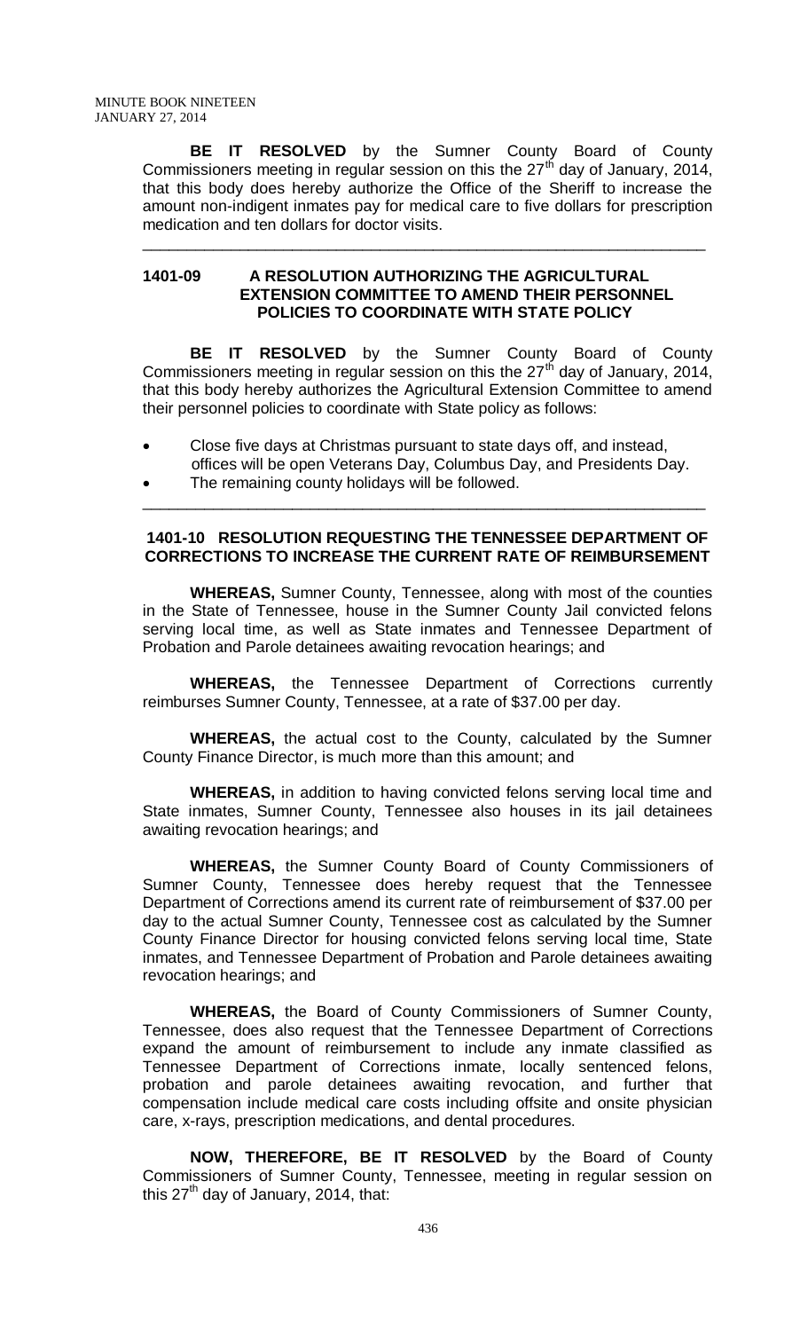**BE IT RESOLVED** by the Sumner County Board of County Commissioners meeting in regular session on this the 27th day of January, 2014, that this body does hereby authorize the Office of the Sheriff to increase the amount non-indigent inmates pay for medical care to five dollars for prescription medication and ten dollars for doctor visits.

---

**1401-09 A RESOLUTION AUTHORIZING THE AGRICULTURAL EXTENSION COMMITTEE TO AMEND THEIR PERSONNEL POLICIES TO COORDINATE WITH STATE POLICY**

**BE IT RESOLVED** by the Sumner County Board of County Commissioners meeting in regular session on this the 27th day of January, 2014, that this body hereby authorizes the Agricultural Extension Committee to amend their personnel policies to coordinate with State policy as follows:

- Close five days at Christmas pursuant to state days off, and instead, offices will be open Veterans Day, Columbus Day, and Presidents Day.
- The remaining county holidays will be followed.

---

**1401-10 RESOLUTION REQUESTING THE TENNESSEE DEPARTMENT OF CORRECTIONS TO INCREASE THE CURRENT RATE OF REIMBURSEMENT**

**WHEREAS,** Sumner County, Tennessee, along with most of the counties in the State of Tennessee, house in the Sumner County Jail convicted felons serving local time, as well as State inmates and Tennessee Department of Probation and Parole detainees awaiting revocation hearings; and

**WHEREAS,** the Tennessee Department of Corrections currently reimburses Sumner County, Tennessee, at a rate of $37.00 per day.

**WHEREAS,** the actual cost to the County, calculated by the Sumner County Finance Director, is much more than this amount; and

**WHEREAS,** in addition to having convicted felons serving local time and State inmates, Sumner County, Tennessee also houses in its jail detainees awaiting revocation hearings; and

**WHEREAS,** the Sumner County Board of County Commissioners of Sumner County, Tennessee does hereby request that the Tennessee Department of Corrections amend its current rate of reimbursement of $37.00 per day to the actual Sumner County, Tennessee cost as calculated by the Sumner County Finance Director for housing convicted felons serving local time, State inmates, and Tennessee Department of Probation and Parole detainees awaiting revocation hearings; and

**WHEREAS,** the Board of County Commissioners of Sumner County, Tennessee, does also request that the Tennessee Department of Corrections expand the amount of reimbursement to include any inmate classified as Tennessee Department of Corrections inmate, locally sentenced felons, probation and parole detainees awaiting revocation, and further that compensation include medical care costs including offsite and onsite physician care, x-rays, prescription medications, and dental procedures.

**NOW, THEREFORE, BE IT RESOLVED** by the Board of County Commissioners of Sumner County, Tennessee, meeting in regular session on this 27th day of January, 2014, that: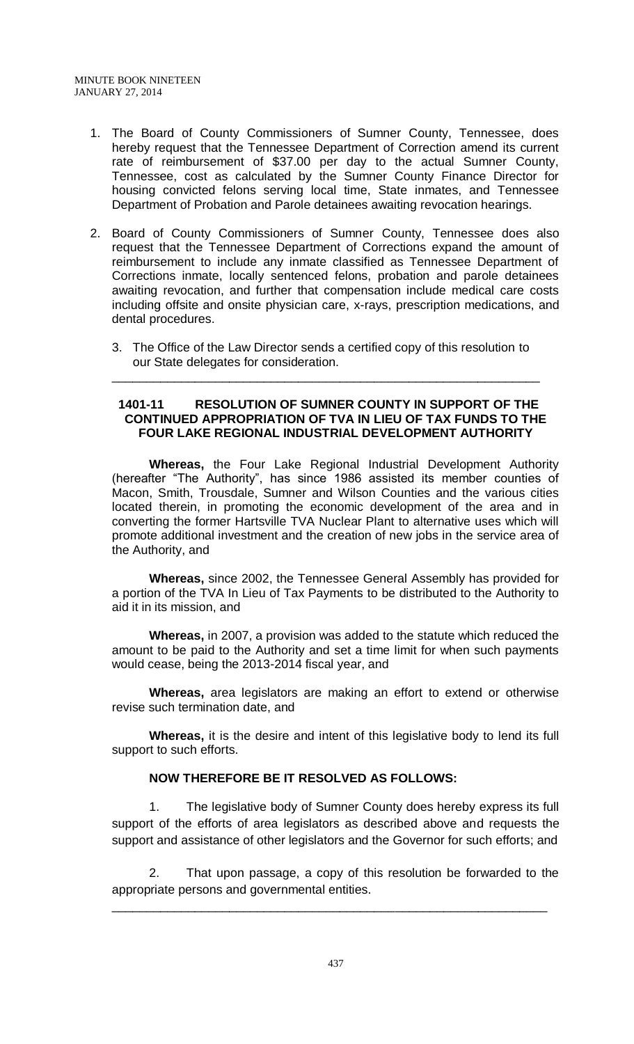1. The Board of County Commissioners of Sumner County, Tennessee, does hereby request that the Tennessee Department of Correction amend its current rate of reimbursement of $37.00 per day to the actual Sumner County, Tennessee, cost as calculated by the Sumner County Finance Director for housing convicted felons serving local time, State inmates, and Tennessee Department of Probation and Parole detainees awaiting revocation hearings.

2. Board of County Commissioners of Sumner County, Tennessee does also request that the Tennessee Department of Corrections expand the amount of reimbursement to include any inmate classified as Tennessee Department of Corrections inmate, locally sentenced felons, probation and parole detainees awaiting revocation, and further that compensation include medical care costs including offsite and onsite physician care, x-rays, prescription medications, and dental procedures.

3. The Office of the Law Director sends a certified copy of this resolution to our State delegates for consideration.

---

**1401-11 RESOLUTION OF SUMNER COUNTY IN SUPPORT OF THE CONTINUED APPROPRIATION OF TVA IN LIEU OF TAX FUNDS TO THE FOUR LAKE REGIONAL INDUSTRIAL DEVELOPMENT AUTHORITY**

**Whereas,** the Four Lake Regional Industrial Development Authority (hereafter "The Authority", has since 1986 assisted its member counties of Macon, Smith, Trousdale, Sumner and Wilson Counties and the various cities located therein, in promoting the economic development of the area and in converting the former Hartsville TVA Nuclear Plant to alternative uses which will promote additional investment and the creation of new jobs in the service area of the Authority, and

**Whereas,** since 2002, the Tennessee General Assembly has provided for a portion of the TVA In Lieu of Tax Payments to be distributed to the Authority to aid it in its mission, and

**Whereas,** in 2007, a provision was added to the statute which reduced the amount to be paid to the Authority and set a time limit for when such payments would cease, being the 2013-2014 fiscal year, and

**Whereas,** area legislators are making an effort to extend or otherwise revise such termination date, and

**Whereas,** it is the desire and intent of this legislative body to lend its full support to such efforts.

**NOW THEREFORE BE IT RESOLVED AS FOLLOWS:**

1. The legislative body of Sumner County does hereby express its full support of the efforts of area legislators as described above and requests the support and assistance of other legislators and the Governor for such efforts; and

2. That upon passage, a copy of this resolution be forwarded to the appropriate persons and governmental entities.

---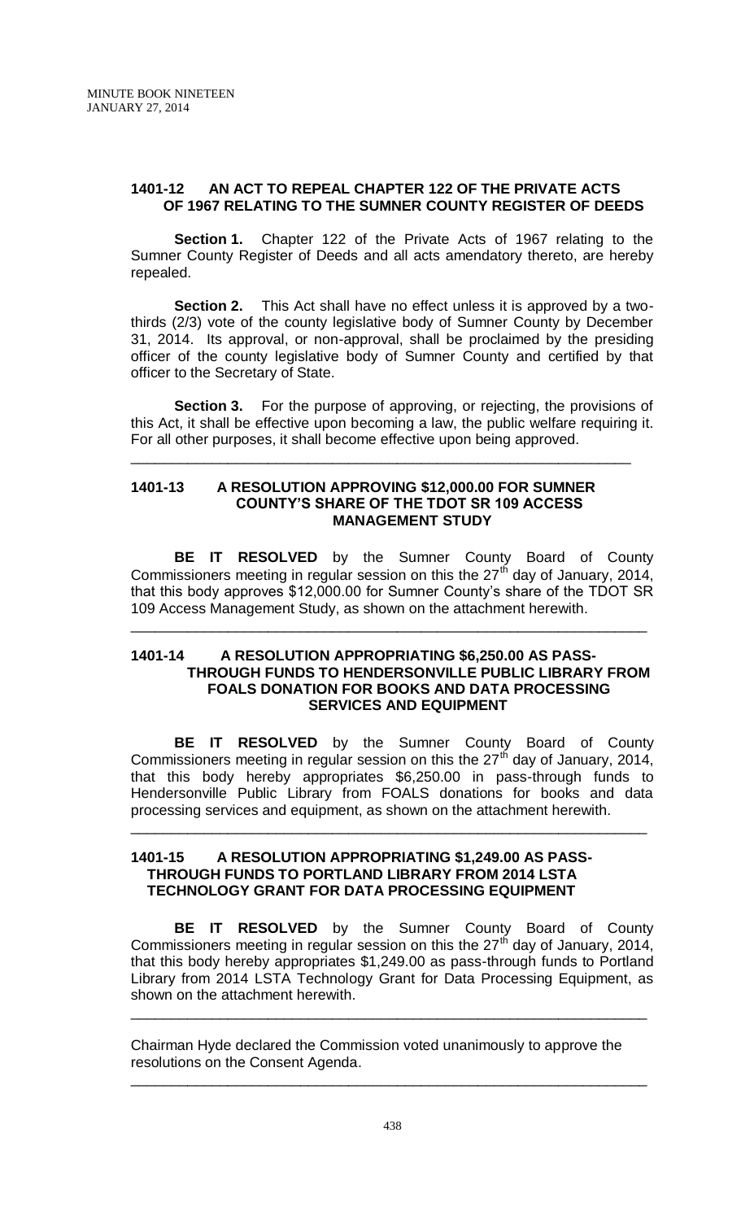### 1401-12 AN ACT TO REPEAL CHAPTER 122 OF THE PRIVATE ACTS OF 1967 RELATING TO THE SUMNER COUNTY REGISTER OF DEEDS

**Section 1.** Chapter 122 of the Private Acts of 1967 relating to the Sumner County Register of Deeds and all acts amendatory thereto, are hereby repealed.

**Section 2.** This Act shall have no effect unless it is approved by a two-thirds (2/3) vote of the county legislative body of Sumner County by December 31, 2014. Its approval, or non-approval, shall be proclaimed by the presiding officer of the county legislative body of Sumner County and certified by that officer to the Secretary of State.

**Section 3.** For the purpose of approving, or rejecting, the provisions of this Act, it shall be effective upon becoming a law, the public welfare requiring it. For all other purposes, it shall become effective upon being approved.

---

### 1401-13 A RESOLUTION APPROVING $12,000.00 FOR SUMNER COUNTY'S SHARE OF THE TDOT SR 109 ACCESS MANAGEMENT STUDY

**BE IT RESOLVED** by the Sumner County Board of County Commissioners meeting in regular session on this the 27th day of January, 2014, that this body approves $12,000.00 for Sumner County's share of the TDOT SR 109 Access Management Study, as shown on the attachment herewith.

---

### 1401-14 A RESOLUTION APPROPRIATING $6,250.00 AS PASS-THROUGH FUNDS TO HENDERSONVILLE PUBLIC LIBRARY FROM FOALS DONATION FOR BOOKS AND DATA PROCESSING SERVICES AND EQUIPMENT

**BE IT RESOLVED** by the Sumner County Board of County Commissioners meeting in regular session on this the 27th day of January, 2014, that this body hereby appropriates $6,250.00 in pass-through funds to Hendersonville Public Library from FOALS donations for books and data processing services and equipment, as shown on the attachment herewith.

---

### 1401-15 A RESOLUTION APPROPRIATING $1,249.00 AS PASS-THROUGH FUNDS TO PORTLAND LIBRARY FROM 2014 LSTA TECHNOLOGY GRANT FOR DATA PROCESSING EQUIPMENT

**BE IT RESOLVED** by the Sumner County Board of County Commissioners meeting in regular session on this the 27th day of January, 2014, that this body hereby appropriates $1,249.00 as pass-through funds to Portland Library from 2014 LSTA Technology Grant for Data Processing Equipment, as shown on the attachment herewith.

---

Chairman Hyde declared the Commission voted unanimously to approve the resolutions on the Consent Agenda.

---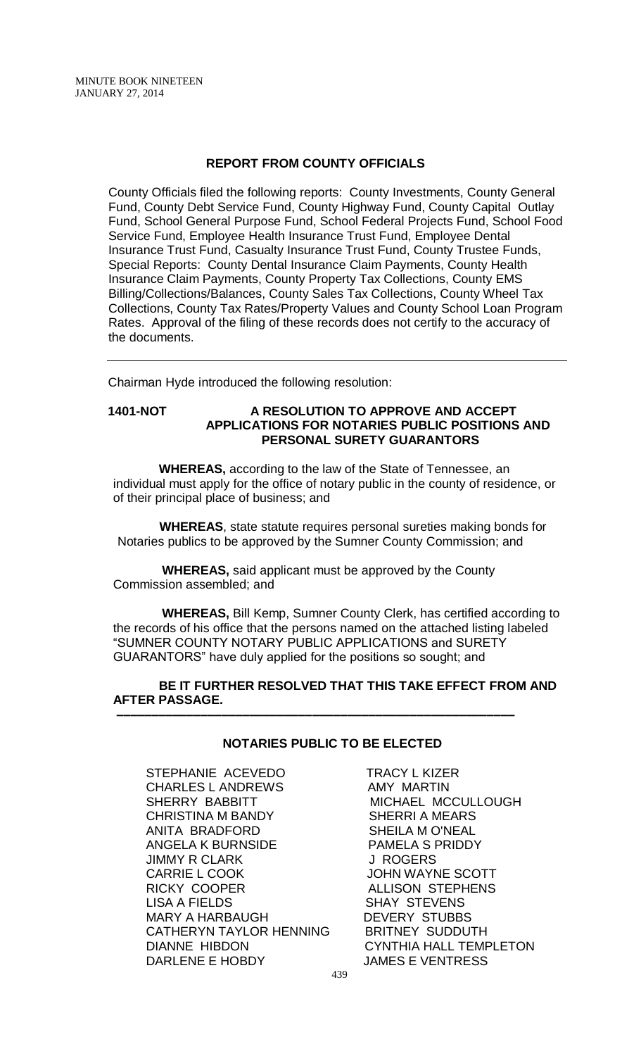## REPORT FROM COUNTY OFFICIALS

County Officials filed the following reports: County Investments, County General Fund, County Debt Service Fund, County Highway Fund, County Capital Outlay Fund, School General Purpose Fund, School Federal Projects Fund, School Food Service Fund, Employee Health Insurance Trust Fund, Employee Dental Insurance Trust Fund, Casualty Insurance Trust Fund, County Trustee Funds, Special Reports: County Dental Insurance Claim Payments, County Health Insurance Claim Payments, County Property Tax Collections, County EMS Billing/Collections/Balances, County Sales Tax Collections, County Wheel Tax Collections, County Tax Rates/Property Values and County School Loan Program Rates. Approval of the filing of these records does not certify to the accuracy of the documents.

---

Chairman Hyde introduced the following resolution:

**1401-NOT A RESOLUTION TO APPROVE AND ACCEPT APPLICATIONS FOR NOTARIES PUBLIC POSITIONS AND PERSONAL SURETY GUARANTORS**

**WHEREAS,** according to the law of the State of Tennessee, an individual must apply for the office of notary public in the county of residence, or of their principal place of business; and

**WHEREAS**, state statute requires personal sureties making bonds for Notaries publics to be approved by the Sumner County Commission; and

**WHEREAS,** said applicant must be approved by the County Commission assembled; and

**WHEREAS,** Bill Kemp, Sumner County Clerk, has certified according to the records of his office that the persons named on the attached listing labeled "SUMNER COUNTY NOTARY PUBLIC APPLICATIONS and SURETY GUARANTORS" have duly applied for the positions so sought; and

**BE IT FURTHER RESOLVED THAT THIS TAKE EFFECT FROM AND AFTER PASSAGE.**

---

**NOTARIES PUBLIC TO BE ELECTED**

STEPHANIE ACEVEDO
CHARLES L ANDREWS
SHERRY BABBITT
CHRISTINA M BANDY
ANITA BRADFORD
ANGELA K BURNSIDE
JIMMY R CLARK
CARRIE L COOK
RICKY COOPER
LISA A FIELDS
MARY A HARBAUGH
CATHERYN TAYLOR HENNING
DIANNE HIBDON
DARLENE E HOBDY
TRACY L KIZER
AMY MARTIN
MICHAEL MCCULLOUGH
SHERRI A MEARS
SHEILA M O'NEAL
PAMELA S PRIDDY
J ROGERS
JOHN WAYNE SCOTT
ALLISON STEPHENS
SHAY STEVENS
DEVERY STUBBS
BRITNEY SUDDUTH
CYNTHIA HALL TEMPLETON
JAMES E VENTRESS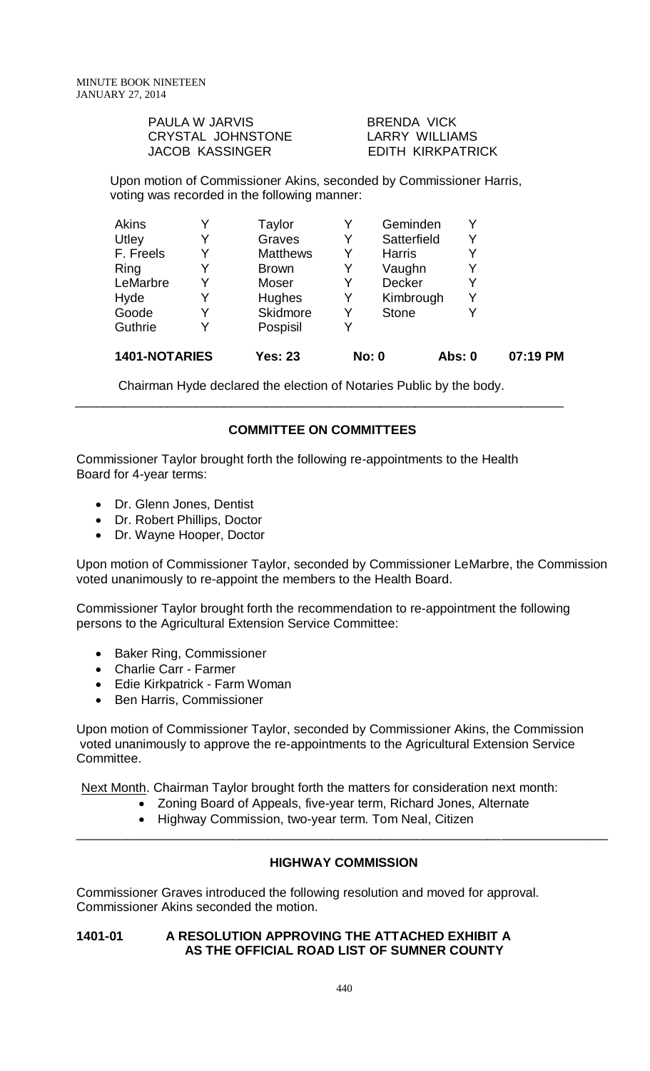| | |
|---|---|
| PAULA W JARVIS | BRENDA VICK |
| CRYSTAL JOHNSTONE | LARRY WILLIAMS |
| JACOB KASSINGER | EDITH KIRKPATRICK |

Upon motion of Commissioner Akins, seconded by Commissioner Harris, voting was recorded in the following manner:

| | | | | | | |
|---|---|---|---|---|---|---|
| Akins | Y | Taylor | Y | Geminden | Y | |
| Utley | Y | Graves | Y | Satterfield | Y | |
| F. Freels | Y | Matthews | Y | Harris | Y | |
| Ring | Y | Brown | Y | Vaughn | Y | |
| LeMarbre | Y | Moser | Y | Decker | Y | |
| Hyde | Y | Hughes | Y | Kimbrough | Y | |
| Goode | Y | Skidmore | Y | Stone | Y | |
| Guthrie | Y | Pospisil | Y | | | |
| **1401-NOTARIES** | | **Yes: 23** | | **No: 0** | **Abs: 0** | **07:19 PM** |

Chairman Hyde declared the election of Notaries Public by the body.

---

## COMMITTEE ON COMMITTEES

Commissioner Taylor brought forth the following re-appointments to the Health Board for 4-year terms:

- Dr. Glenn Jones, Dentist
- Dr. Robert Phillips, Doctor
- Dr. Wayne Hooper, Doctor

Upon motion of Commissioner Taylor, seconded by Commissioner LeMarbre, the Commission voted unanimously to re-appoint the members to the Health Board.

Commissioner Taylor brought forth the recommendation to re-appointment the following persons to the Agricultural Extension Service Committee:

- Baker Ring, Commissioner
- Charlie Carr - Farmer
- Edie Kirkpatrick - Farm Woman
- Ben Harris, Commissioner

Upon motion of Commissioner Taylor, seconded by Commissioner Akins, the Commission voted unanimously to approve the re-appointments to the Agricultural Extension Service Committee.

Next Month. Chairman Taylor brought forth the matters for consideration next month:

- Zoning Board of Appeals, five-year term, Richard Jones, Alternate
- Highway Commission, two-year term. Tom Neal, Citizen

---

## HIGHWAY COMMISSION

Commissioner Graves introduced the following resolution and moved for approval. Commissioner Akins seconded the motion.

**1401-01 A RESOLUTION APPROVING THE ATTACHED EXHIBIT A AS THE OFFICIAL ROAD LIST OF SUMNER COUNTY**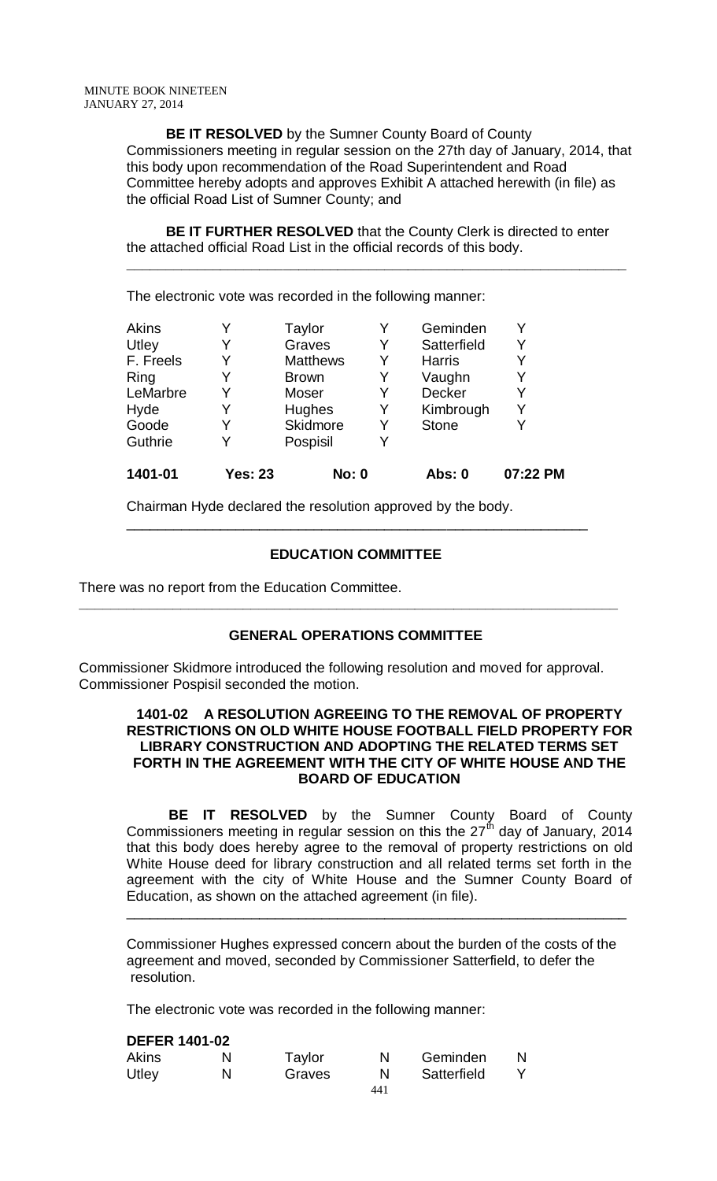**BE IT RESOLVED** by the Sumner County Board of County Commissioners meeting in regular session on the 27th day of January, 2014, that this body upon recommendation of the Road Superintendent and Road Committee hereby adopts and approves Exhibit A attached herewith (in file) as the official Road List of Sumner County; and

**BE IT FURTHER RESOLVED** that the County Clerk is directed to enter the attached official Road List in the official records of this body.

---

The electronic vote was recorded in the following manner:

| | | | | | |
|---|---|---|---|---|---|
| Akins | Y | Taylor | Y | Geminden | Y |
| Utley | Y | Graves | Y | Satterfield | Y |
| F. Freels | Y | Matthews | Y | Harris | Y |
| Ring | Y | Brown | Y | Vaughn | Y |
| LeMarbre | Y | Moser | Y | Decker | Y |
| Hyde | Y | Hughes | Y | Kimbrough | Y |
| Goode | Y | Skidmore | Y | Stone | Y |
| Guthrie | Y | Pospisil | Y | | |
| **1401-01** | **Yes: 23** | **No: 0** | | **Abs: 0** | **07:22 PM** |

Chairman Hyde declared the resolution approved by the body.

---

## EDUCATION COMMITTEE

There was no report from the Education Committee.

---

## GENERAL OPERATIONS COMMITTEE

Commissioner Skidmore introduced the following resolution and moved for approval. Commissioner Pospisil seconded the motion.

**1401-02 A RESOLUTION AGREEING TO THE REMOVAL OF PROPERTY RESTRICTIONS ON OLD WHITE HOUSE FOOTBALL FIELD PROPERTY FOR LIBRARY CONSTRUCTION AND ADOPTING THE RELATED TERMS SET FORTH IN THE AGREEMENT WITH THE CITY OF WHITE HOUSE AND THE BOARD OF EDUCATION**

**BE IT RESOLVED** by the Sumner County Board of County Commissioners meeting in regular session on this the 27th day of January, 2014 that this body does hereby agree to the removal of property restrictions on old White House deed for library construction and all related terms set forth in the agreement with the city of White House and the Sumner County Board of Education, as shown on the attached agreement (in file).

---

Commissioner Hughes expressed concern about the burden of the costs of the agreement and moved, seconded by Commissioner Satterfield, to defer the resolution.

The electronic vote was recorded in the following manner:

**DEFER 1401-02**

| | | | | | |
|---|---|---|---|---|---|
| Akins | N | Taylor | N | Geminden | N |
| Utley | N | Graves | N | Satterfield | Y |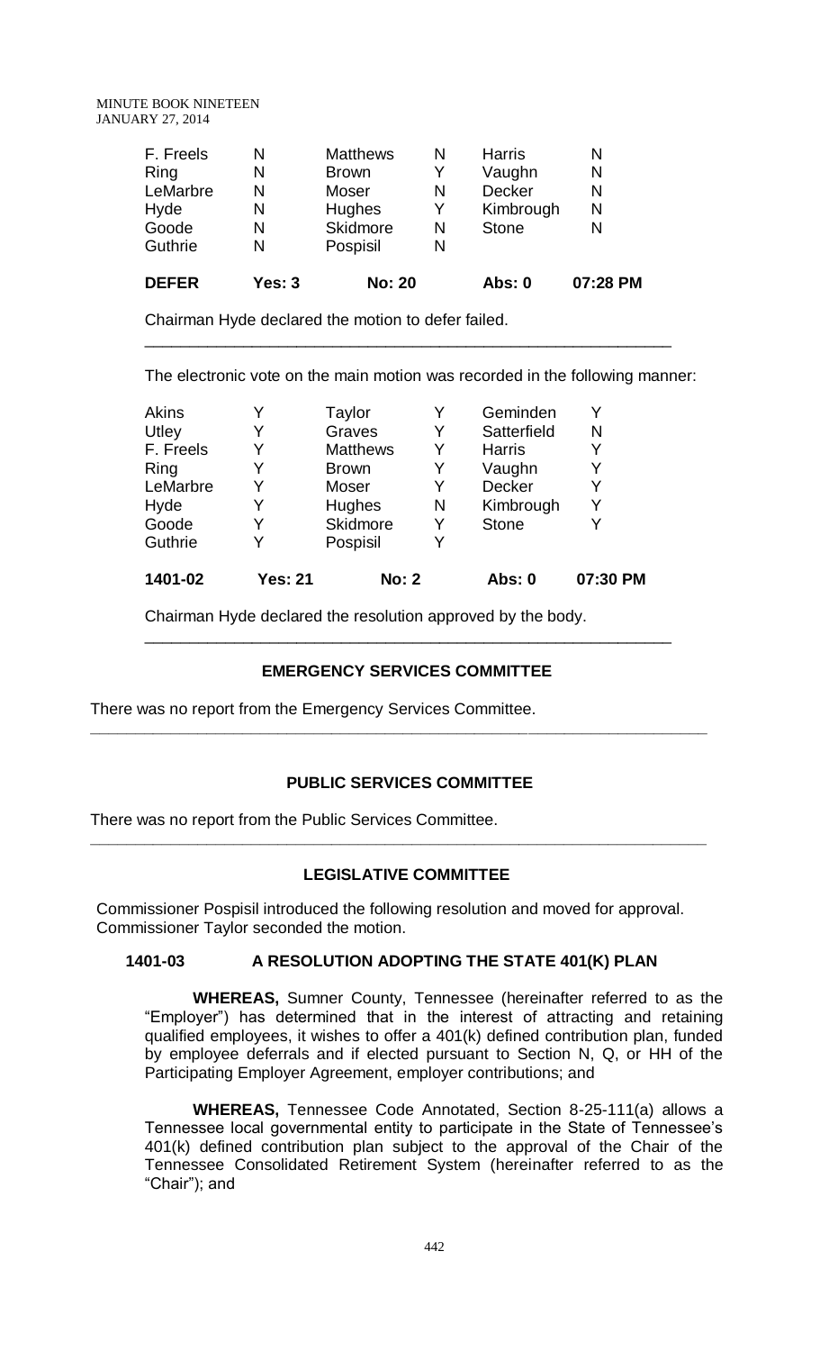| F. Freels | N | Matthews | N | Harris | N |
|---|---|---|---|---|---|
| Ring | N | Brown | Y | Vaughn | N |
| LeMarbre | N | Moser | N | Decker | N |
| Hyde | N | Hughes | Y | Kimbrough | N |
| Goode | N | Skidmore | N | Stone | N |
| Guthrie | N | Pospisil | N | | |
| **DEFER** | **Yes: 3** | **No: 20** | | **Abs: 0** | **07:28 PM** |

Chairman Hyde declared the motion to defer failed.

---

The electronic vote on the main motion was recorded in the following manner:

| Akins | Y | Taylor | Y | Geminden | Y |
|---|---|---|---|---|---|
| Utley | Y | Graves | Y | Satterfield | N |
| F. Freels | Y | Matthews | Y | Harris | Y |
| Ring | Y | Brown | Y | Vaughn | Y |
| LeMarbre | Y | Moser | Y | Decker | Y |
| Hyde | Y | Hughes | N | Kimbrough | Y |
| Goode | Y | Skidmore | Y | Stone | Y |
| Guthrie | Y | Pospisil | Y | | |
| **1401-02** | **Yes: 21** | **No: 2** | | **Abs: 0** | **07:30 PM** |

Chairman Hyde declared the resolution approved by the body.

---

## EMERGENCY SERVICES COMMITTEE

There was no report from the Emergency Services Committee.

---

## PUBLIC SERVICES COMMITTEE

There was no report from the Public Services Committee.

---

## LEGISLATIVE COMMITTEE

Commissioner Pospisil introduced the following resolution and moved for approval. Commissioner Taylor seconded the motion.

**1401-03 A RESOLUTION ADOPTING THE STATE 401(K) PLAN**

**WHEREAS,** Sumner County, Tennessee (hereinafter referred to as the "Employer") has determined that in the interest of attracting and retaining qualified employees, it wishes to offer a 401(k) defined contribution plan, funded by employee deferrals and if elected pursuant to Section N, Q, or HH of the Participating Employer Agreement, employer contributions; and

**WHEREAS,** Tennessee Code Annotated, Section 8-25-111(a) allows a Tennessee local governmental entity to participate in the State of Tennessee's 401(k) defined contribution plan subject to the approval of the Chair of the Tennessee Consolidated Retirement System (hereinafter referred to as the "Chair"); and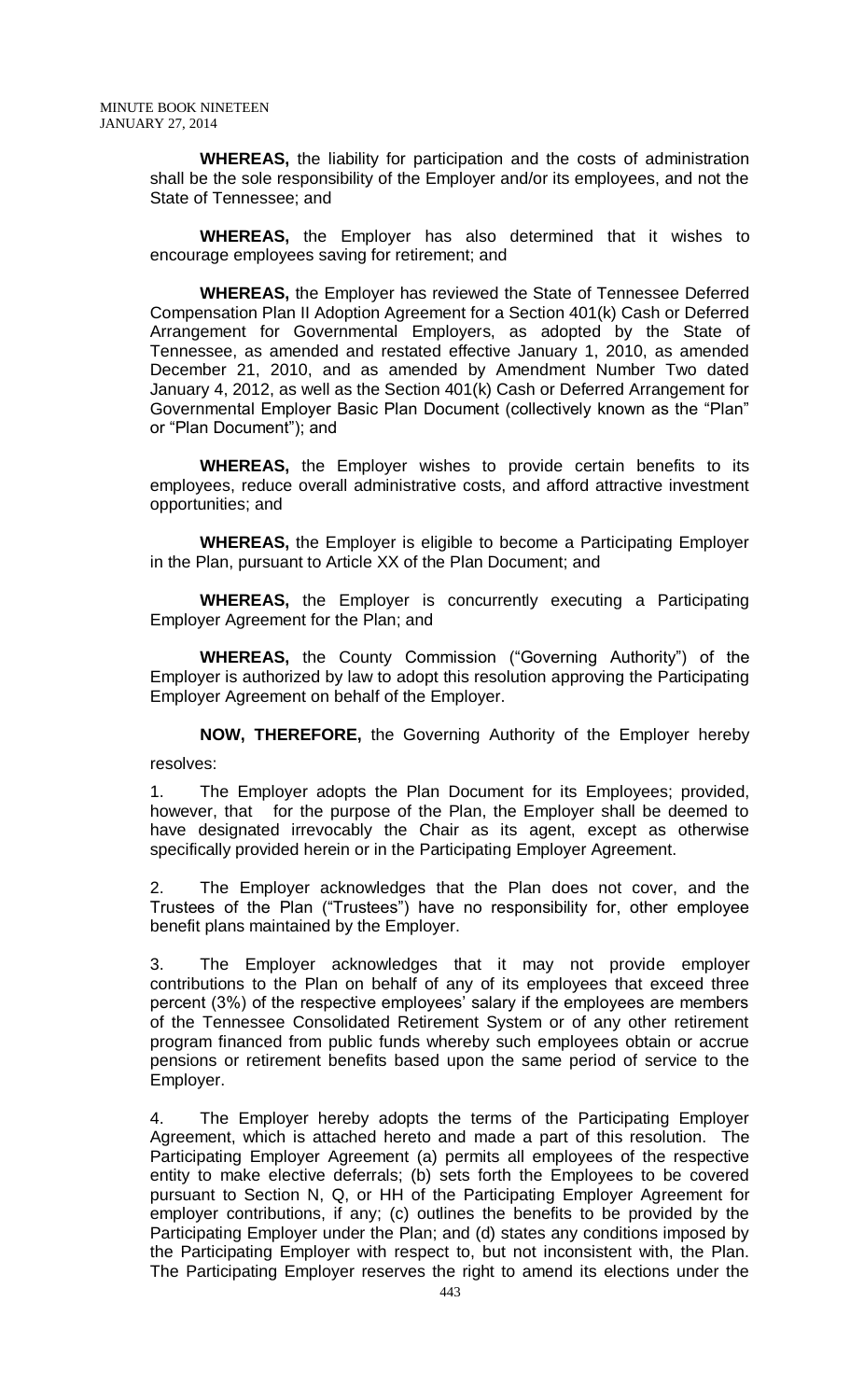**WHEREAS,** the liability for participation and the costs of administration shall be the sole responsibility of the Employer and/or its employees, and not the State of Tennessee; and

**WHEREAS,** the Employer has also determined that it wishes to encourage employees saving for retirement; and

**WHEREAS,** the Employer has reviewed the State of Tennessee Deferred Compensation Plan II Adoption Agreement for a Section 401(k) Cash or Deferred Arrangement for Governmental Employers, as adopted by the State of Tennessee, as amended and restated effective January 1, 2010, as amended December 21, 2010, and as amended by Amendment Number Two dated January 4, 2012, as well as the Section 401(k) Cash or Deferred Arrangement for Governmental Employer Basic Plan Document (collectively known as the "Plan" or "Plan Document"); and

**WHEREAS,** the Employer wishes to provide certain benefits to its employees, reduce overall administrative costs, and afford attractive investment opportunities; and

**WHEREAS,** the Employer is eligible to become a Participating Employer in the Plan, pursuant to Article XX of the Plan Document; and

**WHEREAS,** the Employer is concurrently executing a Participating Employer Agreement for the Plan; and

**WHEREAS,** the County Commission ("Governing Authority") of the Employer is authorized by law to adopt this resolution approving the Participating Employer Agreement on behalf of the Employer.

**NOW, THEREFORE,** the Governing Authority of the Employer hereby resolves:

1. The Employer adopts the Plan Document for its Employees; provided, however, that for the purpose of the Plan, the Employer shall be deemed to have designated irrevocably the Chair as its agent, except as otherwise specifically provided herein or in the Participating Employer Agreement.

2. The Employer acknowledges that the Plan does not cover, and the Trustees of the Plan ("Trustees") have no responsibility for, other employee benefit plans maintained by the Employer.

3. The Employer acknowledges that it may not provide employer contributions to the Plan on behalf of any of its employees that exceed three percent (3%) of the respective employees' salary if the employees are members of the Tennessee Consolidated Retirement System or of any other retirement program financed from public funds whereby such employees obtain or accrue pensions or retirement benefits based upon the same period of service to the Employer.

4. The Employer hereby adopts the terms of the Participating Employer Agreement, which is attached hereto and made a part of this resolution. The Participating Employer Agreement (a) permits all employees of the respective entity to make elective deferrals; (b) sets forth the Employees to be covered pursuant to Section N, Q, or HH of the Participating Employer Agreement for employer contributions, if any; (c) outlines the benefits to be provided by the Participating Employer under the Plan; and (d) states any conditions imposed by the Participating Employer with respect to, but not inconsistent with, the Plan. The Participating Employer reserves the right to amend its elections under the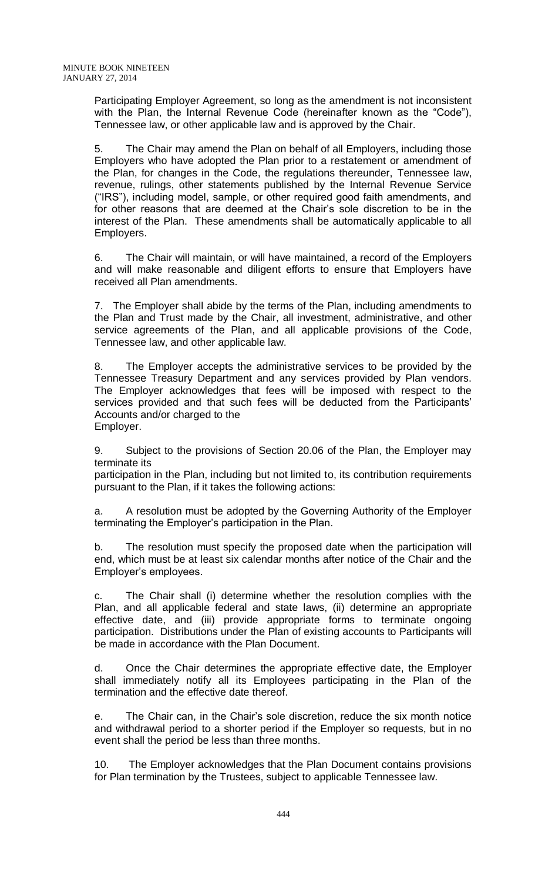Participating Employer Agreement, so long as the amendment is not inconsistent with the Plan, the Internal Revenue Code (hereinafter known as the "Code"), Tennessee law, or other applicable law and is approved by the Chair.

5. The Chair may amend the Plan on behalf of all Employers, including those Employers who have adopted the Plan prior to a restatement or amendment of the Plan, for changes in the Code, the regulations thereunder, Tennessee law, revenue, rulings, other statements published by the Internal Revenue Service ("IRS"), including model, sample, or other required good faith amendments, and for other reasons that are deemed at the Chair's sole discretion to be in the interest of the Plan. These amendments shall be automatically applicable to all Employers.

6. The Chair will maintain, or will have maintained, a record of the Employers and will make reasonable and diligent efforts to ensure that Employers have received all Plan amendments.

7. The Employer shall abide by the terms of the Plan, including amendments to the Plan and Trust made by the Chair, all investment, administrative, and other service agreements of the Plan, and all applicable provisions of the Code, Tennessee law, and other applicable law.

8. The Employer accepts the administrative services to be provided by the Tennessee Treasury Department and any services provided by Plan vendors. The Employer acknowledges that fees will be imposed with respect to the services provided and that such fees will be deducted from the Participants' Accounts and/or charged to the Employer.

9. Subject to the provisions of Section 20.06 of the Plan, the Employer may terminate its participation in the Plan, including but not limited to, its contribution requirements pursuant to the Plan, if it takes the following actions:

a. A resolution must be adopted by the Governing Authority of the Employer terminating the Employer's participation in the Plan.

b. The resolution must specify the proposed date when the participation will end, which must be at least six calendar months after notice of the Chair and the Employer's employees.

c. The Chair shall (i) determine whether the resolution complies with the Plan, and all applicable federal and state laws, (ii) determine an appropriate effective date, and (iii) provide appropriate forms to terminate ongoing participation. Distributions under the Plan of existing accounts to Participants will be made in accordance with the Plan Document.

d. Once the Chair determines the appropriate effective date, the Employer shall immediately notify all its Employees participating in the Plan of the termination and the effective date thereof.

e. The Chair can, in the Chair's sole discretion, reduce the six month notice and withdrawal period to a shorter period if the Employer so requests, but in no event shall the period be less than three months.

10. The Employer acknowledges that the Plan Document contains provisions for Plan termination by the Trustees, subject to applicable Tennessee law.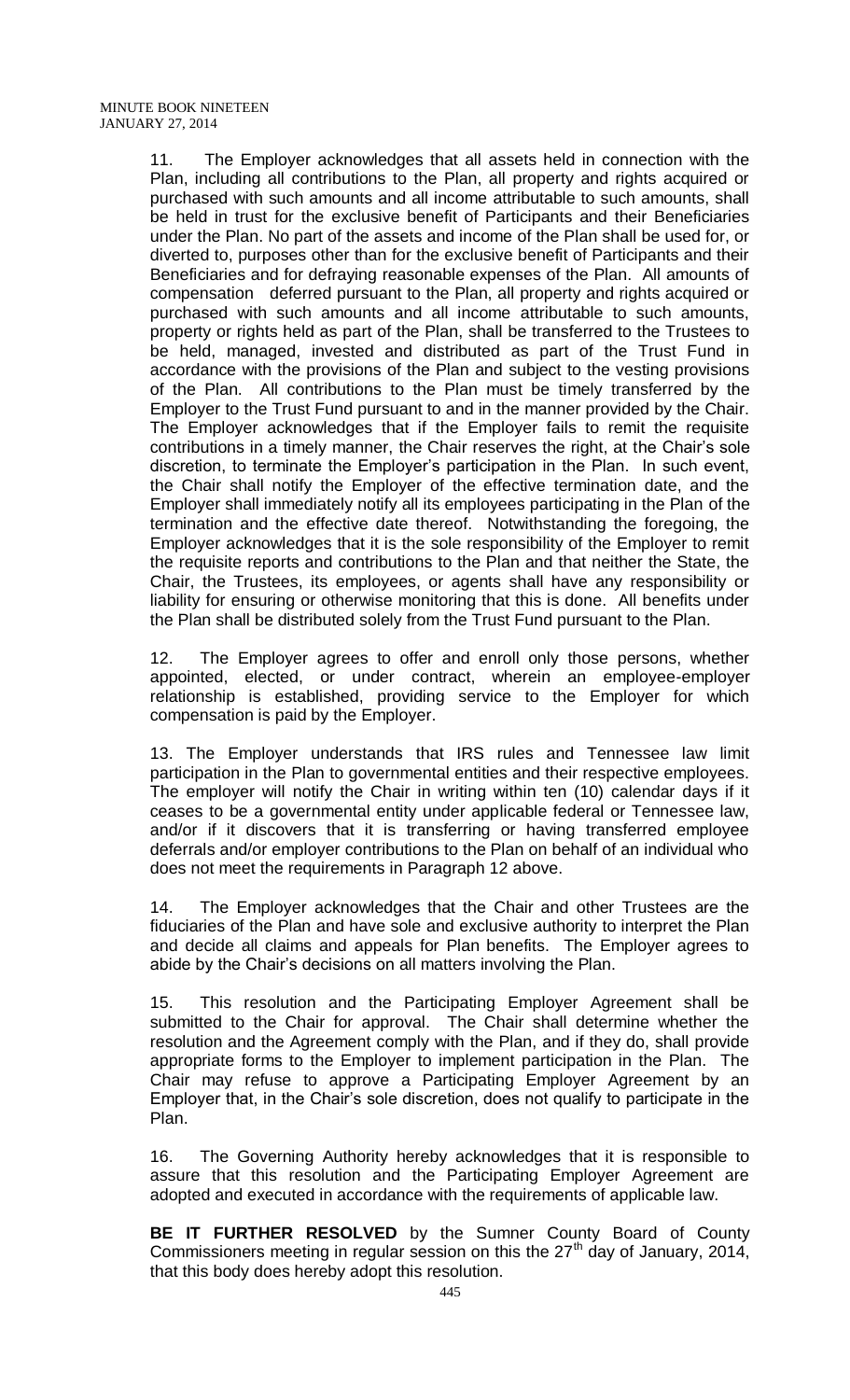11. The Employer acknowledges that all assets held in connection with the Plan, including all contributions to the Plan, all property and rights acquired or purchased with such amounts and all income attributable to such amounts, shall be held in trust for the exclusive benefit of Participants and their Beneficiaries under the Plan. No part of the assets and income of the Plan shall be used for, or diverted to, purposes other than for the exclusive benefit of Participants and their Beneficiaries and for defraying reasonable expenses of the Plan. All amounts of compensation deferred pursuant to the Plan, all property and rights acquired or purchased with such amounts and all income attributable to such amounts, property or rights held as part of the Plan, shall be transferred to the Trustees to be held, managed, invested and distributed as part of the Trust Fund in accordance with the provisions of the Plan and subject to the vesting provisions of the Plan. All contributions to the Plan must be timely transferred by the Employer to the Trust Fund pursuant to and in the manner provided by the Chair. The Employer acknowledges that if the Employer fails to remit the requisite contributions in a timely manner, the Chair reserves the right, at the Chair's sole discretion, to terminate the Employer's participation in the Plan. In such event, the Chair shall notify the Employer of the effective termination date, and the Employer shall immediately notify all its employees participating in the Plan of the termination and the effective date thereof. Notwithstanding the foregoing, the Employer acknowledges that it is the sole responsibility of the Employer to remit the requisite reports and contributions to the Plan and that neither the State, the Chair, the Trustees, its employees, or agents shall have any responsibility or liability for ensuring or otherwise monitoring that this is done. All benefits under the Plan shall be distributed solely from the Trust Fund pursuant to the Plan.

12. The Employer agrees to offer and enroll only those persons, whether appointed, elected, or under contract, wherein an employee-employer relationship is established, providing service to the Employer for which compensation is paid by the Employer.

13. The Employer understands that IRS rules and Tennessee law limit participation in the Plan to governmental entities and their respective employees. The employer will notify the Chair in writing within ten (10) calendar days if it ceases to be a governmental entity under applicable federal or Tennessee law, and/or if it discovers that it is transferring or having transferred employee deferrals and/or employer contributions to the Plan on behalf of an individual who does not meet the requirements in Paragraph 12 above.

14. The Employer acknowledges that the Chair and other Trustees are the fiduciaries of the Plan and have sole and exclusive authority to interpret the Plan and decide all claims and appeals for Plan benefits. The Employer agrees to abide by the Chair's decisions on all matters involving the Plan.

15. This resolution and the Participating Employer Agreement shall be submitted to the Chair for approval. The Chair shall determine whether the resolution and the Agreement comply with the Plan, and if they do, shall provide appropriate forms to the Employer to implement participation in the Plan. The Chair may refuse to approve a Participating Employer Agreement by an Employer that, in the Chair's sole discretion, does not qualify to participate in the Plan.

16. The Governing Authority hereby acknowledges that it is responsible to assure that this resolution and the Participating Employer Agreement are adopted and executed in accordance with the requirements of applicable law.

**BE IT FURTHER RESOLVED** by the Sumner County Board of County Commissioners meeting in regular session on this the 27th day of January, 2014, that this body does hereby adopt this resolution.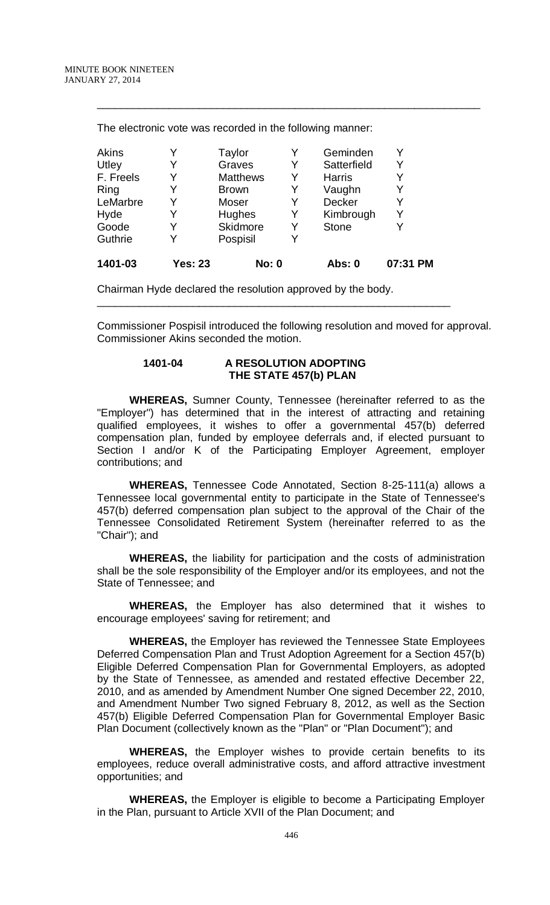The electronic vote was recorded in the following manner:

| | | | | | |
|---|---|---|---|---|---|
| Akins | Y | Taylor | Y | Geminden | Y |
| Utley | Y | Graves | Y | Satterfield | Y |
| F. Freels | Y | Matthews | Y | Harris | Y |
| Ring | Y | Brown | Y | Vaughn | Y |
| LeMarbre | Y | Moser | Y | Decker | Y |
| Hyde | Y | Hughes | Y | Kimbrough | Y |
| Goode | Y | Skidmore | Y | Stone | Y |
| Guthrie | Y | Pospisil | Y | | |
| **1401-03** | **Yes: 23** | **No: 0** | | **Abs: 0** | **07:31 PM** |

Chairman Hyde declared the resolution approved by the body.

---

Commissioner Pospisil introduced the following resolution and moved for approval. Commissioner Akins seconded the motion.

### 1401-04 A RESOLUTION ADOPTING THE STATE 457(b) PLAN

**WHEREAS,** Sumner County, Tennessee (hereinafter referred to as the "Employer") has determined that in the interest of attracting and retaining qualified employees, it wishes to offer a governmental 457(b) deferred compensation plan, funded by employee deferrals and, if elected pursuant to Section I and/or K of the Participating Employer Agreement, employer contributions; and

**WHEREAS,** Tennessee Code Annotated, Section 8-25-111(a) allows a Tennessee local governmental entity to participate in the State of Tennessee's 457(b) deferred compensation plan subject to the approval of the Chair of the Tennessee Consolidated Retirement System (hereinafter referred to as the "Chair"); and

**WHEREAS,** the liability for participation and the costs of administration shall be the sole responsibility of the Employer and/or its employees, and not the State of Tennessee; and

**WHEREAS,** the Employer has also determined that it wishes to encourage employees' saving for retirement; and

**WHEREAS,** the Employer has reviewed the Tennessee State Employees Deferred Compensation Plan and Trust Adoption Agreement for a Section 457(b) Eligible Deferred Compensation Plan for Governmental Employers, as adopted by the State of Tennessee, as amended and restated effective December 22, 2010, and as amended by Amendment Number One signed December 22, 2010, and Amendment Number Two signed February 8, 2012, as well as the Section 457(b) Eligible Deferred Compensation Plan for Governmental Employer Basic Plan Document (collectively known as the "Plan" or "Plan Document"); and

**WHEREAS,** the Employer wishes to provide certain benefits to its employees, reduce overall administrative costs, and afford attractive investment opportunities; and

**WHEREAS,** the Employer is eligible to become a Participating Employer in the Plan, pursuant to Article XVII of the Plan Document; and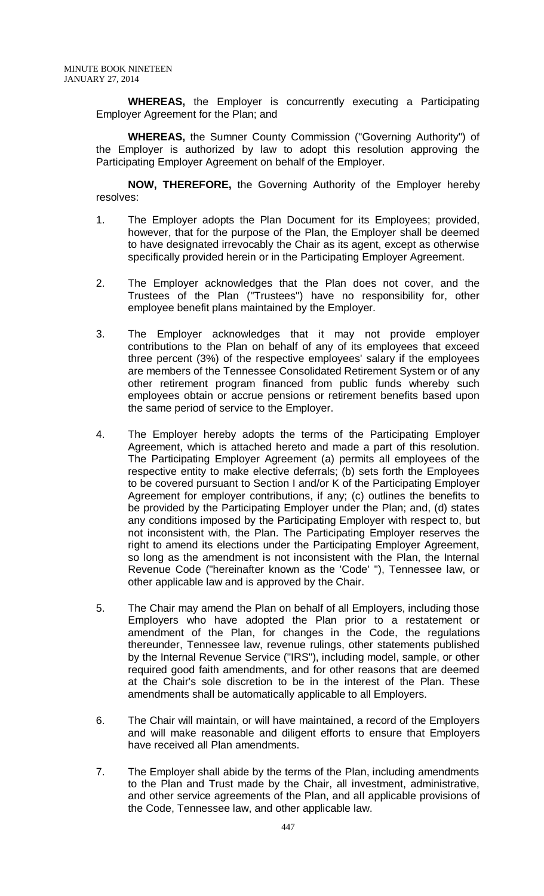**WHEREAS,** the Employer is concurrently executing a Participating Employer Agreement for the Plan; and

**WHEREAS,** the Sumner County Commission ("Governing Authority") of the Employer is authorized by law to adopt this resolution approving the Participating Employer Agreement on behalf of the Employer.

**NOW, THEREFORE,** the Governing Authority of the Employer hereby resolves:

1. The Employer adopts the Plan Document for its Employees; provided, however, that for the purpose of the Plan, the Employer shall be deemed to have designated irrevocably the Chair as its agent, except as otherwise specifically provided herein or in the Participating Employer Agreement.

2. The Employer acknowledges that the Plan does not cover, and the Trustees of the Plan ("Trustees") have no responsibility for, other employee benefit plans maintained by the Employer.

3. The Employer acknowledges that it may not provide employer contributions to the Plan on behalf of any of its employees that exceed three percent (3%) of the respective employees' salary if the employees are members of the Tennessee Consolidated Retirement System or of any other retirement program financed from public funds whereby such employees obtain or accrue pensions or retirement benefits based upon the same period of service to the Employer.

4. The Employer hereby adopts the terms of the Participating Employer Agreement, which is attached hereto and made a part of this resolution. The Participating Employer Agreement (a) permits all employees of the respective entity to make elective deferrals; (b) sets forth the Employees to be covered pursuant to Section I and/or K of the Participating Employer Agreement for employer contributions, if any; (c) outlines the benefits to be provided by the Participating Employer under the Plan; and, (d) states any conditions imposed by the Participating Employer with respect to, but not inconsistent with, the Plan. The Participating Employer reserves the right to amend its elections under the Participating Employer Agreement, so long as the amendment is not inconsistent with the Plan, the Internal Revenue Code ("hereinafter known as the 'Code' "), Tennessee law, or other applicable law and is approved by the Chair.

5. The Chair may amend the Plan on behalf of all Employers, including those Employers who have adopted the Plan prior to a restatement or amendment of the Plan, for changes in the Code, the regulations thereunder, Tennessee law, revenue rulings, other statements published by the Internal Revenue Service ("IRS"), including model, sample, or other required good faith amendments, and for other reasons that are deemed at the Chair's sole discretion to be in the interest of the Plan. These amendments shall be automatically applicable to all Employers.

6. The Chair will maintain, or will have maintained, a record of the Employers and will make reasonable and diligent efforts to ensure that Employers have received all Plan amendments.

7. The Employer shall abide by the terms of the Plan, including amendments to the Plan and Trust made by the Chair, all investment, administrative, and other service agreements of the Plan, and all applicable provisions of the Code, Tennessee law, and other applicable law.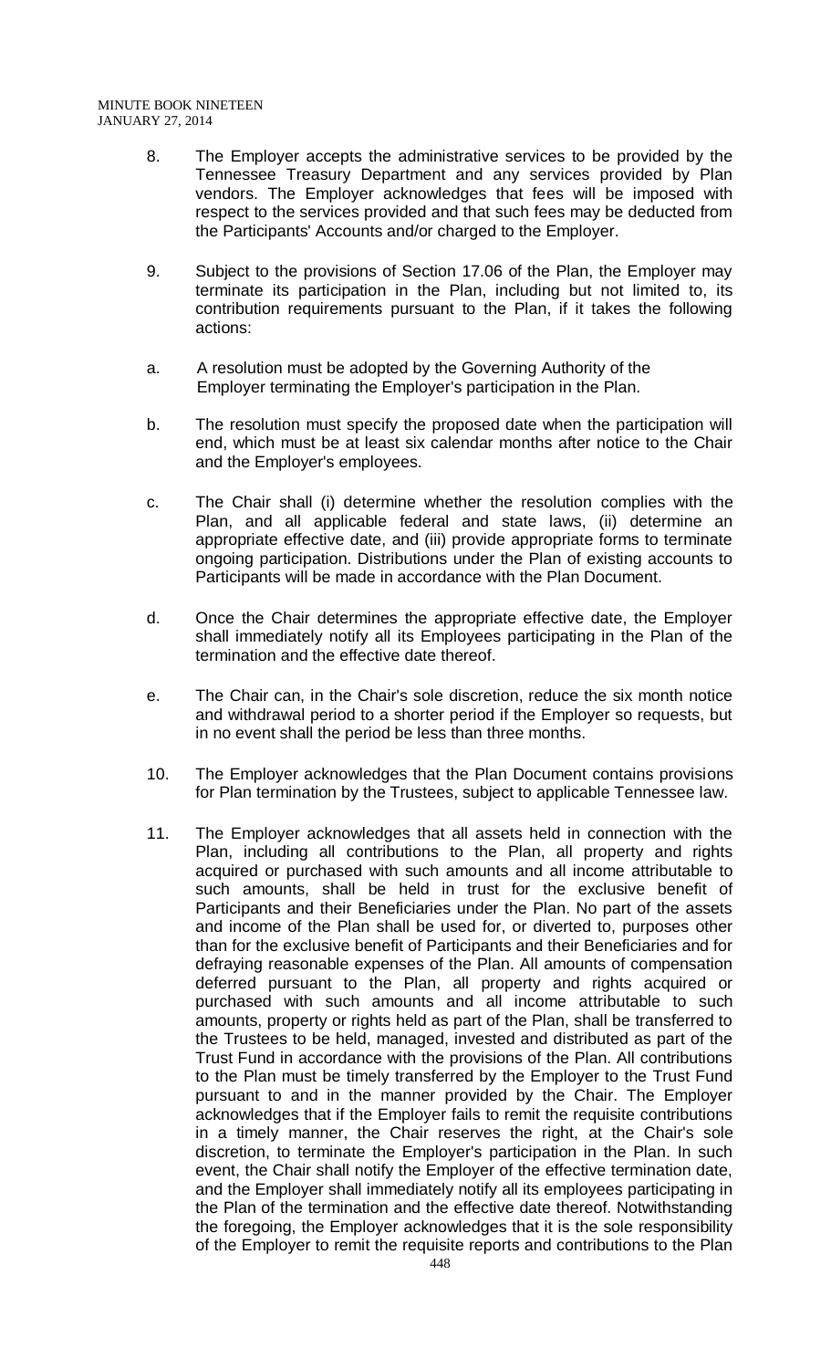8. The Employer accepts the administrative services to be provided by the Tennessee Treasury Department and any services provided by Plan vendors. The Employer acknowledges that fees will be imposed with respect to the services provided and that such fees may be deducted from the Participants' Accounts and/or charged to the Employer.

9. Subject to the provisions of Section 17.06 of the Plan, the Employer may terminate its participation in the Plan, including but not limited to, its contribution requirements pursuant to the Plan, if it takes the following actions:

a. A resolution must be adopted by the Governing Authority of the Employer terminating the Employer's participation in the Plan.

b. The resolution must specify the proposed date when the participation will end, which must be at least six calendar months after notice to the Chair and the Employer's employees.

c. The Chair shall (i) determine whether the resolution complies with the Plan, and all applicable federal and state laws, (ii) determine an appropriate effective date, and (iii) provide appropriate forms to terminate ongoing participation. Distributions under the Plan of existing accounts to Participants will be made in accordance with the Plan Document.

d. Once the Chair determines the appropriate effective date, the Employer shall immediately notify all its Employees participating in the Plan of the termination and the effective date thereof.

e. The Chair can, in the Chair's sole discretion, reduce the six month notice and withdrawal period to a shorter period if the Employer so requests, but in no event shall the period be less than three months.

10. The Employer acknowledges that the Plan Document contains provisions for Plan termination by the Trustees, subject to applicable Tennessee law.

11. The Employer acknowledges that all assets held in connection with the Plan, including all contributions to the Plan, all property and rights acquired or purchased with such amounts and all income attributable to such amounts, shall be held in trust for the exclusive benefit of Participants and their Beneficiaries under the Plan. No part of the assets and income of the Plan shall be used for, or diverted to, purposes other than for the exclusive benefit of Participants and their Beneficiaries and for defraying reasonable expenses of the Plan. All amounts of compensation deferred pursuant to the Plan, all property and rights acquired or purchased with such amounts and all income attributable to such amounts, property or rights held as part of the Plan, shall be transferred to the Trustees to be held, managed, invested and distributed as part of the Trust Fund in accordance with the provisions of the Plan. All contributions to the Plan must be timely transferred by the Employer to the Trust Fund pursuant to and in the manner provided by the Chair. The Employer acknowledges that if the Employer fails to remit the requisite contributions in a timely manner, the Chair reserves the right, at the Chair's sole discretion, to terminate the Employer's participation in the Plan. In such event, the Chair shall notify the Employer of the effective termination date, and the Employer shall immediately notify all its employees participating in the Plan of the termination and the effective date thereof. Notwithstanding the foregoing, the Employer acknowledges that it is the sole responsibility of the Employer to remit the requisite reports and contributions to the Plan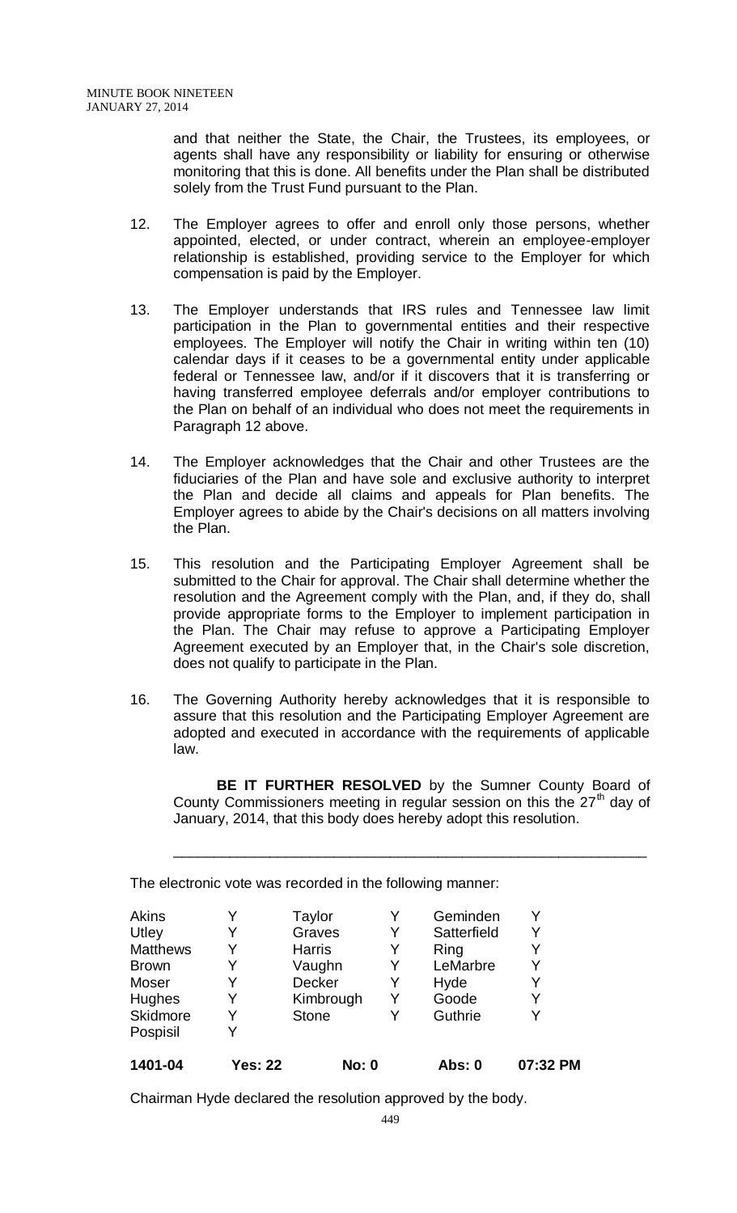and that neither the State, the Chair, the Trustees, its employees, or agents shall have any responsibility or liability for ensuring or otherwise monitoring that this is done. All benefits under the Plan shall be distributed solely from the Trust Fund pursuant to the Plan.

12. The Employer agrees to offer and enroll only those persons, whether appointed, elected, or under contract, wherein an employee-employer relationship is established, providing service to the Employer for which compensation is paid by the Employer.

13. The Employer understands that IRS rules and Tennessee law limit participation in the Plan to governmental entities and their respective employees. The Employer will notify the Chair in writing within ten (10) calendar days if it ceases to be a governmental entity under applicable federal or Tennessee law, and/or if it discovers that it is transferring or having transferred employee deferrals and/or employer contributions to the Plan on behalf of an individual who does not meet the requirements in Paragraph 12 above.

14. The Employer acknowledges that the Chair and other Trustees are the fiduciaries of the Plan and have sole and exclusive authority to interpret the Plan and decide all claims and appeals for Plan benefits. The Employer agrees to abide by the Chair's decisions on all matters involving the Plan.

15. This resolution and the Participating Employer Agreement shall be submitted to the Chair for approval. The Chair shall determine whether the resolution and the Agreement comply with the Plan, and, if they do, shall provide appropriate forms to the Employer to implement participation in the Plan. The Chair may refuse to approve a Participating Employer Agreement executed by an Employer that, in the Chair's sole discretion, does not qualify to participate in the Plan.

16. The Governing Authority hereby acknowledges that it is responsible to assure that this resolution and the Participating Employer Agreement are adopted and executed in accordance with the requirements of applicable law.

**BE IT FURTHER RESOLVED** by the Sumner County Board of County Commissioners meeting in regular session on this the 27th day of January, 2014, that this body does hereby adopt this resolution.

---

The electronic vote was recorded in the following manner:

| | | | | | |
|---|---|---|---|---|---|
| Akins | Y | Taylor | Y | Geminden | Y |
| Utley | Y | Graves | Y | Satterfield | Y |
| Matthews | Y | Harris | Y | Ring | Y |
| Brown | Y | Vaughn | Y | LeMarbre | Y |
| Moser | Y | Decker | Y | Hyde | Y |
| Hughes | Y | Kimbrough | Y | Goode | Y |
| Skidmore | Y | Stone | Y | Guthrie | Y |
| Pospisil | Y | | | | |

**1401-04 Yes: 22 No: 0 Abs: 0 07:32 PM**

Chairman Hyde declared the resolution approved by the body.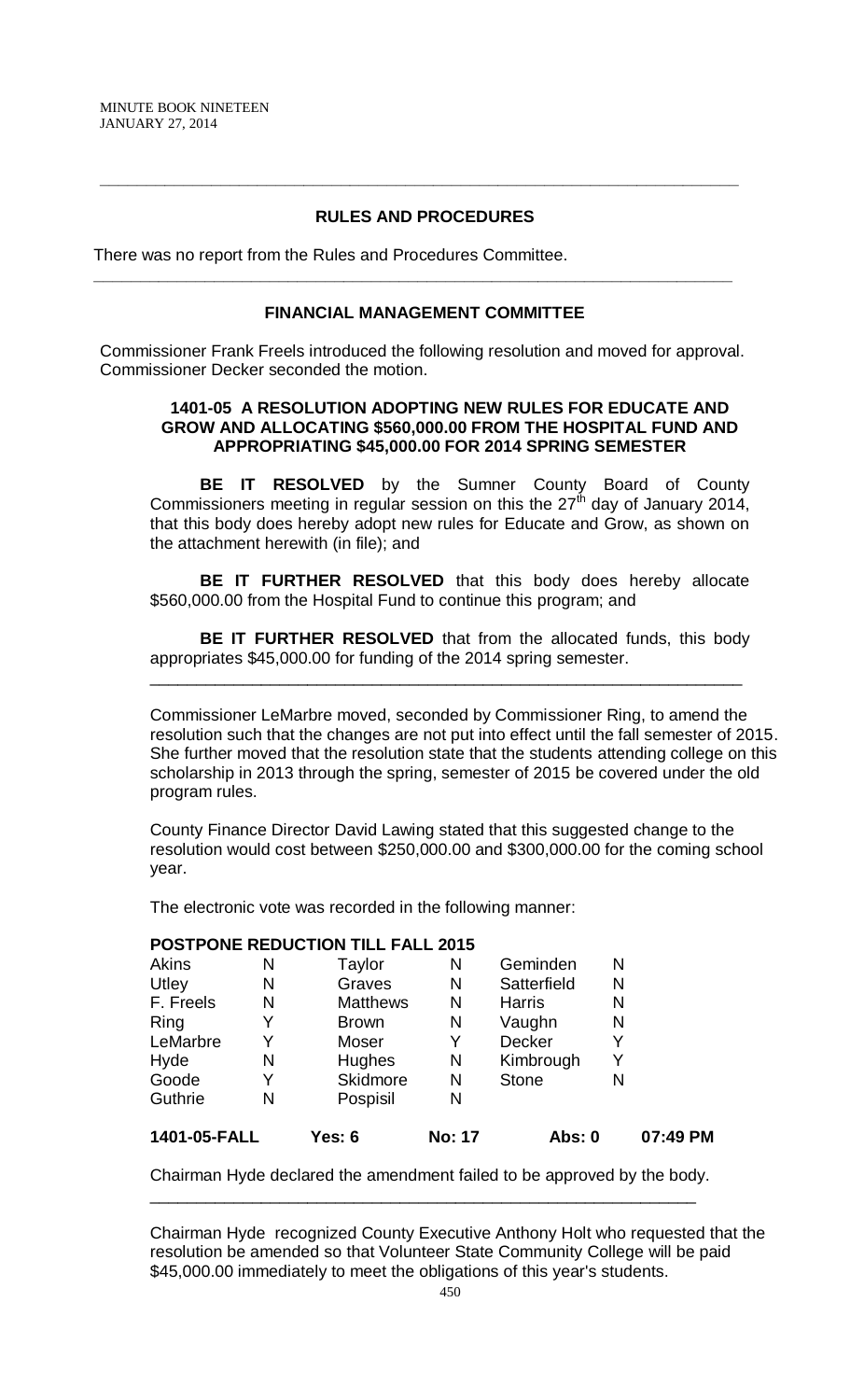## RULES AND PROCEDURES

There was no report from the Rules and Procedures Committee.

## FINANCIAL MANAGEMENT COMMITTEE

Commissioner Frank Freels introduced the following resolution and moved for approval. Commissioner Decker seconded the motion.

### 1401-05 A RESOLUTION ADOPTING NEW RULES FOR EDUCATE AND GROW AND ALLOCATING $560,000.00 FROM THE HOSPITAL FUND AND APPROPRIATING $45,000.00 FOR 2014 SPRING SEMESTER

**BE IT RESOLVED** by the Sumner County Board of County Commissioners meeting in regular session on this the 27th day of January 2014, that this body does hereby adopt new rules for Educate and Grow, as shown on the attachment herewith (in file); and

**BE IT FURTHER RESOLVED** that this body does hereby allocate $560,000.00 from the Hospital Fund to continue this program; and

**BE IT FURTHER RESOLVED** that from the allocated funds, this body appropriates $45,000.00 for funding of the 2014 spring semester.

Commissioner LeMarbre moved, seconded by Commissioner Ring, to amend the resolution such that the changes are not put into effect until the fall semester of 2015. She further moved that the resolution state that the students attending college on this scholarship in 2013 through the spring, semester of 2015 be covered under the old program rules.

County Finance Director David Lawing stated that this suggested change to the resolution would cost between $250,000.00 and $300,000.00 for the coming school year.

The electronic vote was recorded in the following manner:

**POSTPONE REDUCTION TILL FALL 2015**

| | | | | | |
|---|---|---|---|---|---|
| Akins | N | Taylor | N | Geminden | N |
| Utley | N | Graves | N | Satterfield | N |
| F. Freels | N | Matthews | N | Harris | N |
| Ring | Y | Brown | N | Vaughn | N |
| LeMarbre | Y | Moser | Y | Decker | Y |
| Hyde | N | Hughes | N | Kimbrough | Y |
| Goode | Y | Skidmore | N | Stone | N |
| Guthrie | N | Pospisil | N | | |

**1401-05-FALL** **Yes: 6** **No: 17** **Abs: 0** **07:49 PM**

Chairman Hyde declared the amendment failed to be approved by the body.

Chairman Hyde recognized County Executive Anthony Holt who requested that the resolution be amended so that Volunteer State Community College will be paid $45,000.00 immediately to meet the obligations of this year's students.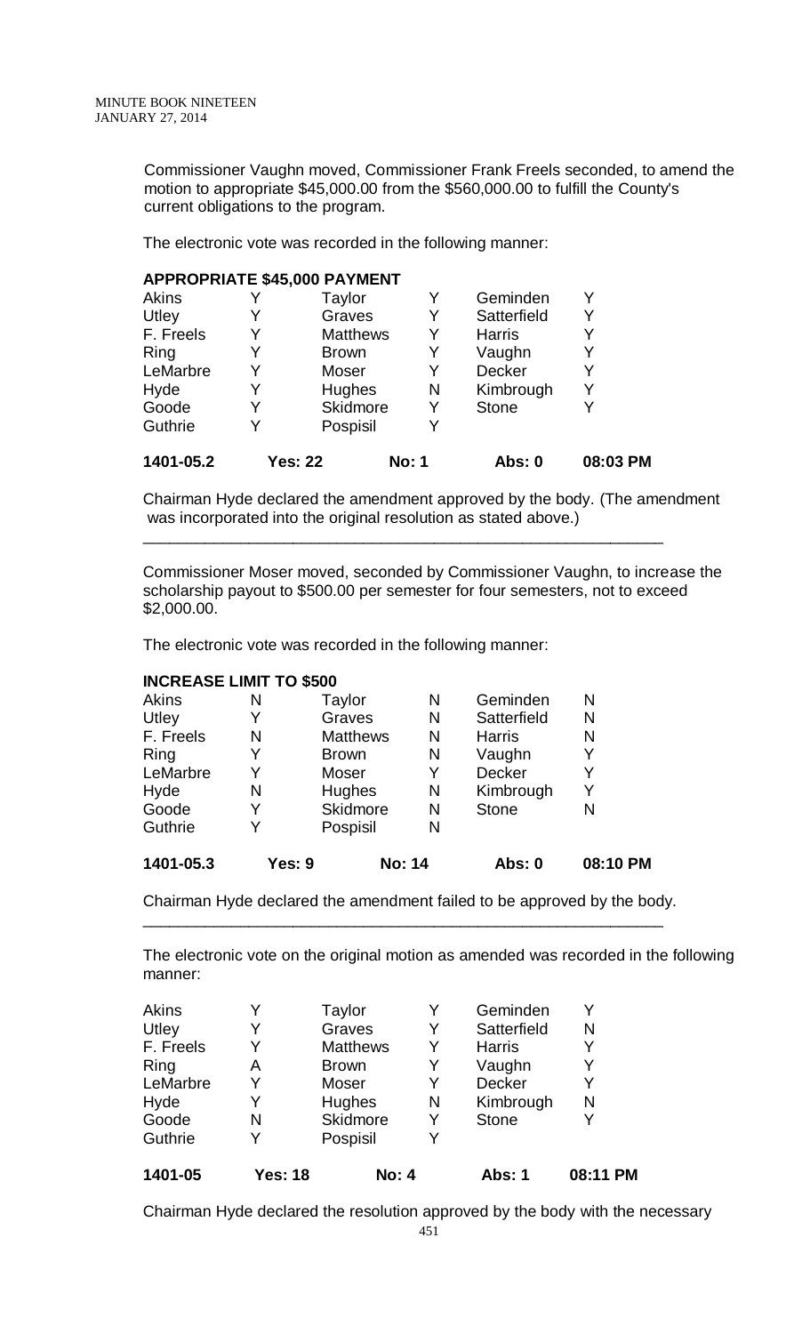Commissioner Vaughn moved, Commissioner Frank Freels seconded, to amend the motion to appropriate $45,000.00 from the $560,000.00 to fulfill the County's current obligations to the program.

The electronic vote was recorded in the following manner:

**APPROPRIATE $45,000 PAYMENT**

| | | | | | |
|---|---|---|---|---|---|
| Akins | Y | Taylor | Y | Geminden | Y |
| Utley | Y | Graves | Y | Satterfield | Y |
| F. Freels | Y | Matthews | Y | Harris | Y |
| Ring | Y | Brown | Y | Vaughn | Y |
| LeMarbre | Y | Moser | Y | Decker | Y |
| Hyde | Y | Hughes | N | Kimbrough | Y |
| Goode | Y | Skidmore | Y | Stone | Y |
| Guthrie | Y | Pospisil | Y | | |

**1401-05.2 Yes: 22 No: 1 Abs: 0 08:03 PM**

Chairman Hyde declared the amendment approved by the body. (The amendment was incorporated into the original resolution as stated above.)

---

Commissioner Moser moved, seconded by Commissioner Vaughn, to increase the scholarship payout to $500.00 per semester for four semesters, not to exceed $2,000.00.

The electronic vote was recorded in the following manner:

**INCREASE LIMIT TO $500**

| | | | | | |
|---|---|---|---|---|---|
| Akins | N | Taylor | N | Geminden | N |
| Utley | Y | Graves | N | Satterfield | N |
| F. Freels | N | Matthews | N | Harris | N |
| Ring | Y | Brown | N | Vaughn | Y |
| LeMarbre | Y | Moser | Y | Decker | Y |
| Hyde | N | Hughes | N | Kimbrough | Y |
| Goode | Y | Skidmore | N | Stone | N |
| Guthrie | Y | Pospisil | N | | |

**1401-05.3 Yes: 9 No: 14 Abs: 0 08:10 PM**

Chairman Hyde declared the amendment failed to be approved by the body.

---

The electronic vote on the original motion as amended was recorded in the following manner:

| | | | | | |
|---|---|---|---|---|---|
| Akins | Y | Taylor | Y | Geminden | Y |
| Utley | Y | Graves | Y | Satterfield | N |
| F. Freels | Y | Matthews | Y | Harris | Y |
| Ring | A | Brown | Y | Vaughn | Y |
| LeMarbre | Y | Moser | Y | Decker | Y |
| Hyde | Y | Hughes | N | Kimbrough | N |
| Goode | N | Skidmore | Y | Stone | Y |
| Guthrie | Y | Pospisil | Y | | |

**1401-05 Yes: 18 No: 4 Abs: 1 08:11 PM**

Chairman Hyde declared the resolution approved by the body with the necessary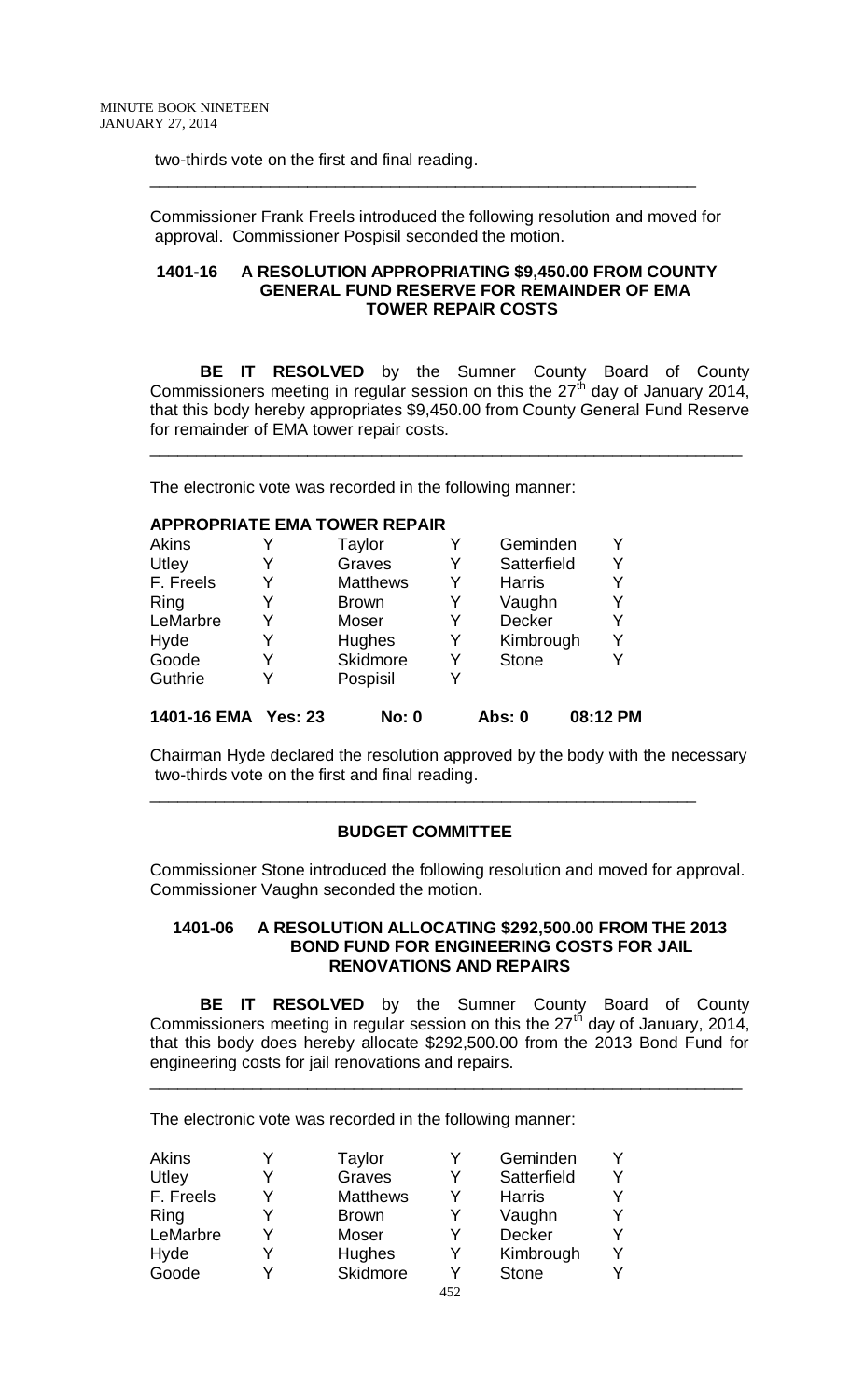two-thirds vote on the first and final reading.

---

Commissioner Frank Freels introduced the following resolution and moved for approval. Commissioner Pospisil seconded the motion.

**1401-16 A RESOLUTION APPROPRIATING $9,450.00 FROM COUNTY GENERAL FUND RESERVE FOR REMAINDER OF EMA TOWER REPAIR COSTS**

**BE IT RESOLVED** by the Sumner County Board of County Commissioners meeting in regular session on this the 27th day of January 2014, that this body hereby appropriates $9,450.00 from County General Fund Reserve for remainder of EMA tower repair costs.

---

The electronic vote was recorded in the following manner:

**APPROPRIATE EMA TOWER REPAIR**

| | | | | | |
|---|---|---|---|---|---|
| Akins | Y | Taylor | Y | Geminden | Y |
| Utley | Y | Graves | Y | Satterfield | Y |
| F. Freels | Y | Matthews | Y | Harris | Y |
| Ring | Y | Brown | Y | Vaughn | Y |
| LeMarbre | Y | Moser | Y | Decker | Y |
| Hyde | Y | Hughes | Y | Kimbrough | Y |
| Goode | Y | Skidmore | Y | Stone | Y |
| Guthrie | Y | Pospisil | Y | | |

**1401-16 EMA Yes: 23 No: 0 Abs: 0 08:12 PM**

Chairman Hyde declared the resolution approved by the body with the necessary two-thirds vote on the first and final reading.

---

**BUDGET COMMITTEE**

Commissioner Stone introduced the following resolution and moved for approval. Commissioner Vaughn seconded the motion.

**1401-06 A RESOLUTION ALLOCATING $292,500.00 FROM THE 2013 BOND FUND FOR ENGINEERING COSTS FOR JAIL RENOVATIONS AND REPAIRS**

**BE IT RESOLVED** by the Sumner County Board of County Commissioners meeting in regular session on this the 27th day of January, 2014, that this body does hereby allocate $292,500.00 from the 2013 Bond Fund for engineering costs for jail renovations and repairs.

---

The electronic vote was recorded in the following manner:

| | | | | | |
|---|---|---|---|---|---|
| Akins | Y | Taylor | Y | Geminden | Y |
| Utley | Y | Graves | Y | Satterfield | Y |
| F. Freels | Y | Matthews | Y | Harris | Y |
| Ring | Y | Brown | Y | Vaughn | Y |
| LeMarbre | Y | Moser | Y | Decker | Y |
| Hyde | Y | Hughes | Y | Kimbrough | Y |
| Goode | Y | Skidmore | Y | Stone | Y |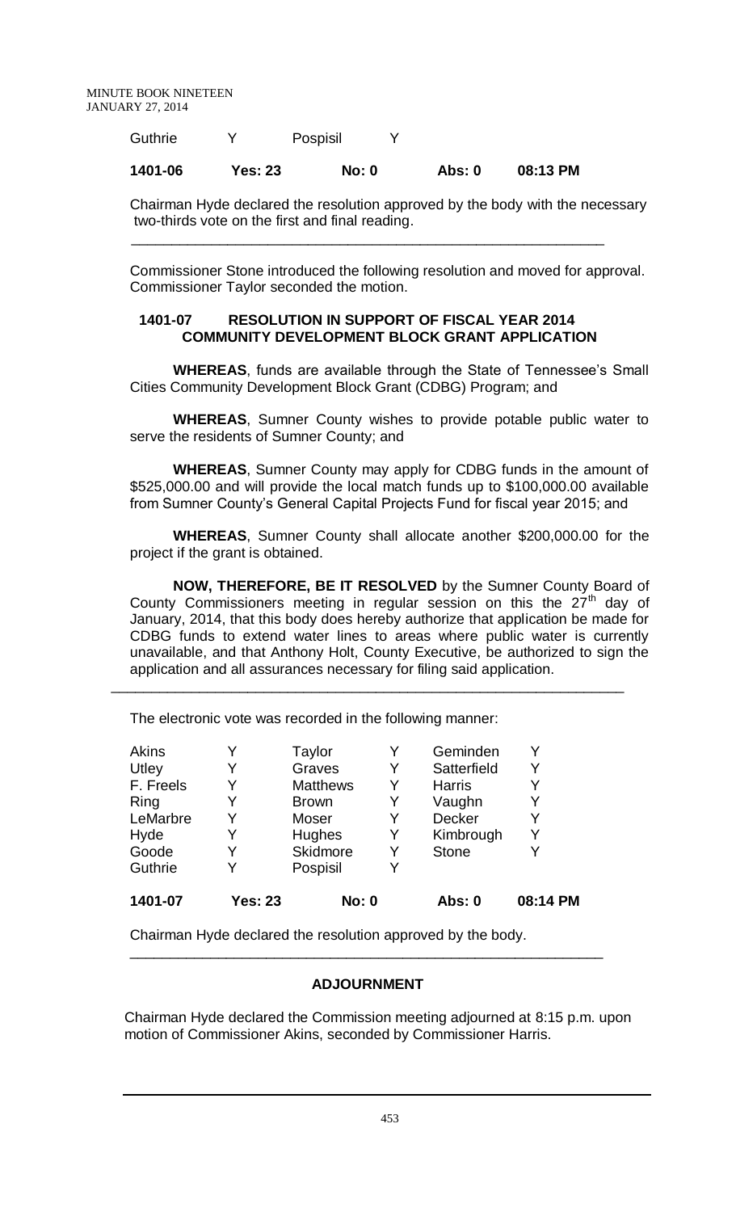| Guthrie | Y | Pospisil | Y | | |
|---|---|---|---|---|---|
| **1401-06** | **Yes: 23** | **No: 0** | | **Abs: 0** | **08:13 PM** |

Chairman Hyde declared the resolution approved by the body with the necessary two-thirds vote on the first and final reading.

---

Commissioner Stone introduced the following resolution and moved for approval. Commissioner Taylor seconded the motion.

**1401-07 RESOLUTION IN SUPPORT OF FISCAL YEAR 2014 COMMUNITY DEVELOPMENT BLOCK GRANT APPLICATION**

**WHEREAS**, funds are available through the State of Tennessee's Small Cities Community Development Block Grant (CDBG) Program; and

**WHEREAS**, Sumner County wishes to provide potable public water to serve the residents of Sumner County; and

**WHEREAS**, Sumner County may apply for CDBG funds in the amount of \$525,000.00 and will provide the local match funds up to \$100,000.00 available from Sumner County's General Capital Projects Fund for fiscal year 2015; and

**WHEREAS**, Sumner County shall allocate another \$200,000.00 for the project if the grant is obtained.

**NOW, THEREFORE, BE IT RESOLVED** by the Sumner County Board of County Commissioners meeting in regular session on this the 27th day of January, 2014, that this body does hereby authorize that application be made for CDBG funds to extend water lines to areas where public water is currently unavailable, and that Anthony Holt, County Executive, be authorized to sign the application and all assurances necessary for filing said application.

---

The electronic vote was recorded in the following manner:

| Akins | Y | Taylor | Y | Geminden | Y |
|---|---|---|---|---|---|
| Utley | Y | Graves | Y | Satterfield | Y |
| F. Freels | Y | Matthews | Y | Harris | Y |
| Ring | Y | Brown | Y | Vaughn | Y |
| LeMarbre | Y | Moser | Y | Decker | Y |
| Hyde | Y | Hughes | Y | Kimbrough | Y |
| Goode | Y | Skidmore | Y | Stone | Y |
| Guthrie | Y | Pospisil | Y | | |
| **1401-07** | **Yes: 23** | **No: 0** | | **Abs: 0** | **08:14 PM** |

Chairman Hyde declared the resolution approved by the body.

---

**ADJOURNMENT**

Chairman Hyde declared the Commission meeting adjourned at 8:15 p.m. upon motion of Commissioner Akins, seconded by Commissioner Harris.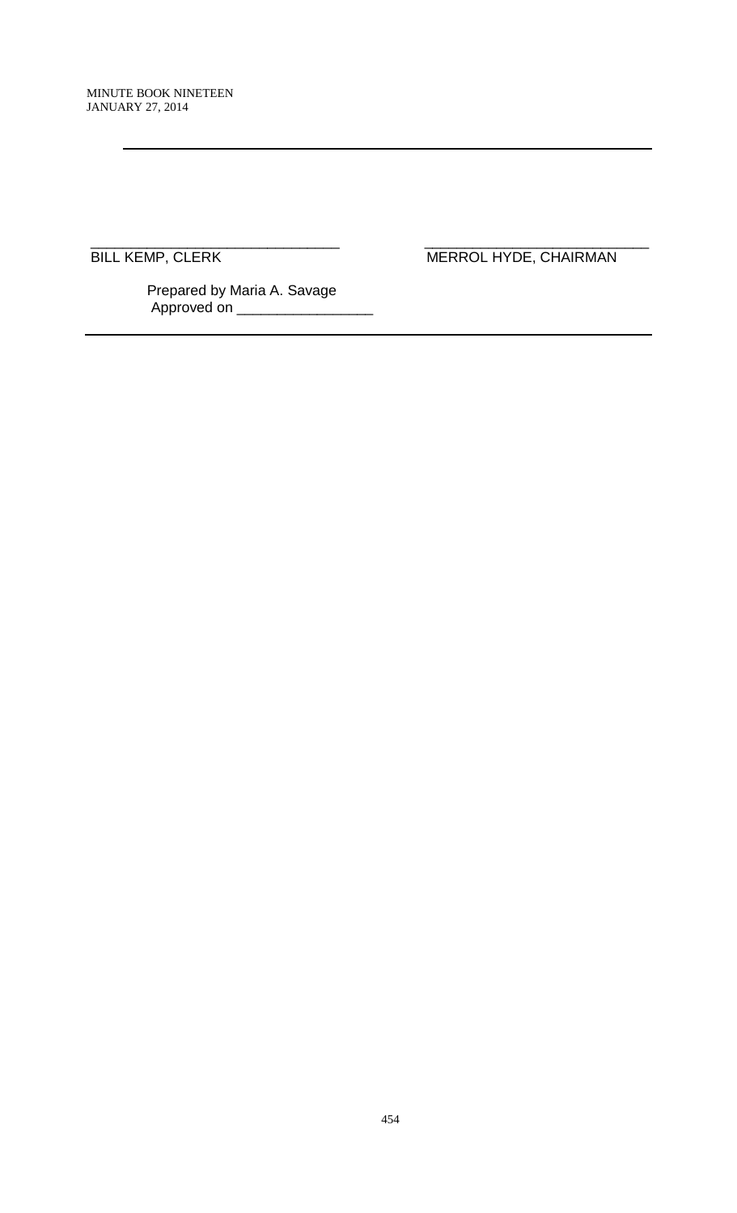_______________________________ _______________________________

BILL KEMP, CLERK MERROL HYDE, CHAIRMAN

Prepared by Maria A. Savage

Approved on _________________